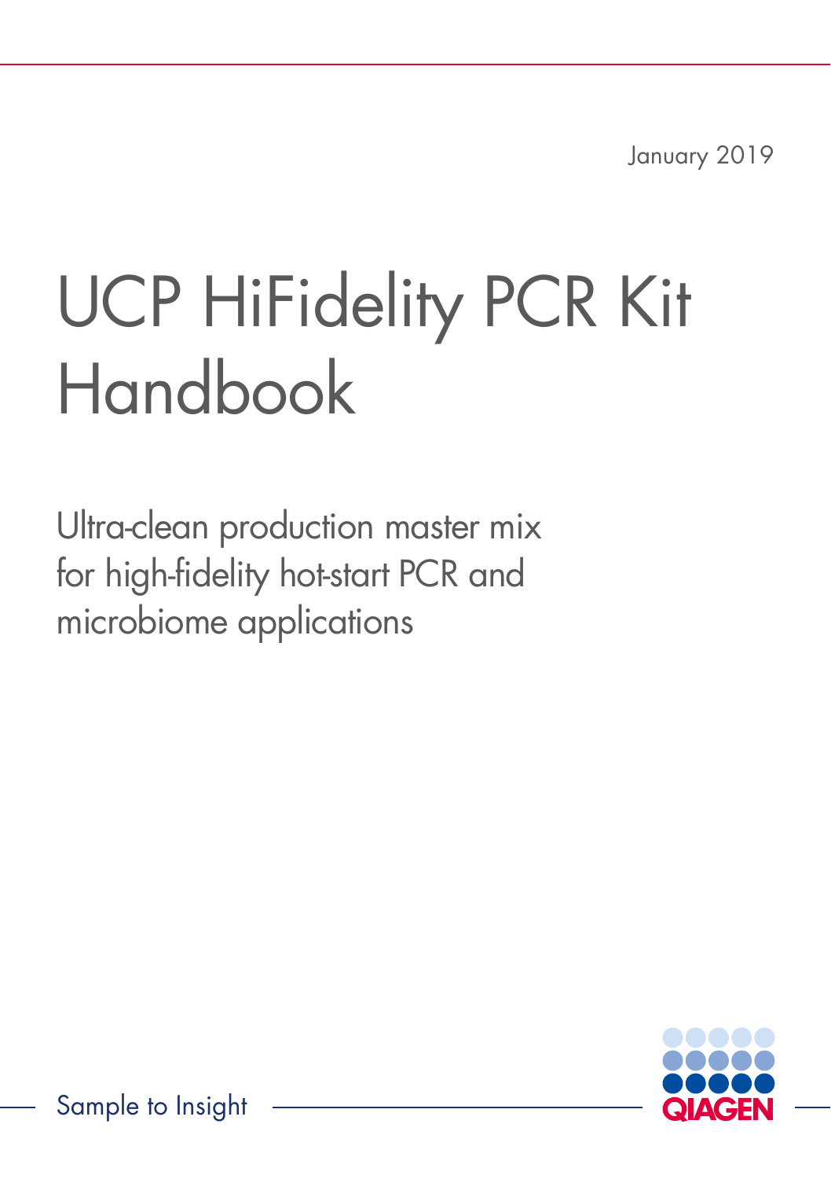January 2019

# UCP HiFidelity PCR Kit Handbook

Ultra-clean production master mix for high-fidelity hot-start PCR and microbiome applications

Sample to Insight

QIAGEN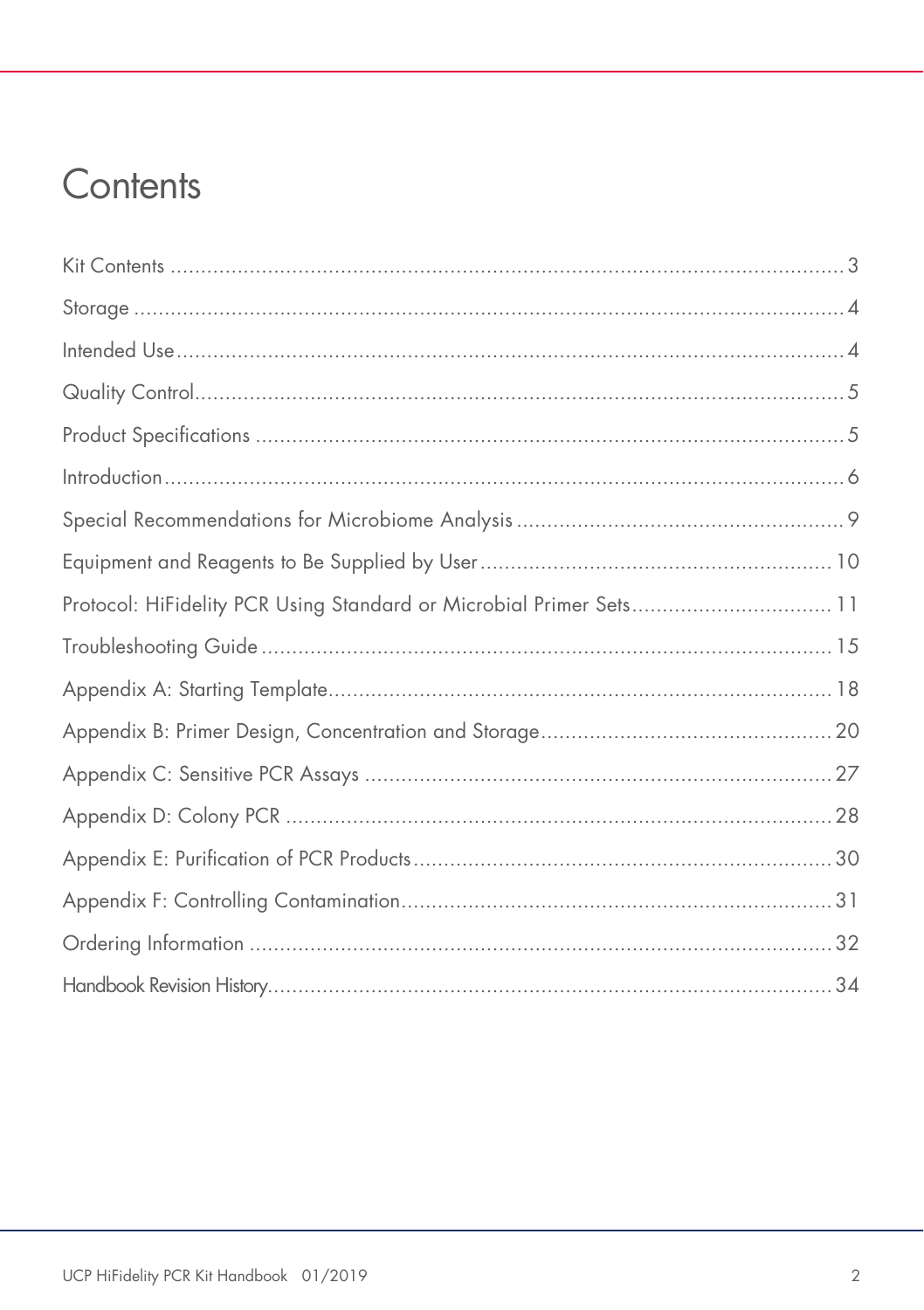# Contents

Kit Contents ........................................................................................................ 3

Storage ............................................................................................................... 4

Intended Use ....................................................................................................... 4

Quality Control .................................................................................................... 5

Product Specifications .......................................................................................... 5

Introduction .......................................................................................................... 6

Special Recommendations for Microbiome Analysis ............................................... 9

Equipment and Reagents to Be Supplied by User ................................................... 10

Protocol: HiFidelity PCR Using Standard or Microbial Primer Sets ............................ 11

Troubleshooting Guide ......................................................................................... 15

Appendix A: Starting Template ............................................................................. 18

Appendix B: Primer Design, Concentration and Storage .......................................... 20

Appendix C: Sensitive PCR Assays ....................................................................... 27

Appendix D: Colony PCR ..................................................................................... 28

Appendix E: Purification of PCR Products ............................................................. 30

Appendix F: Controlling Contamination ................................................................. 31

Ordering Information ........................................................................................... 32

Handbook Revision History ................................................................................... 34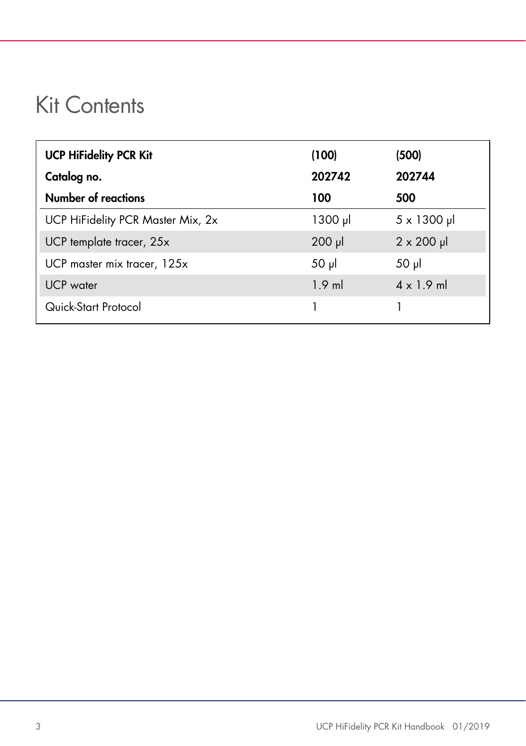# Kit Contents

| **UCP HiFidelity PCR Kit** | **(100)** | **(500)** |
|---|---|---|
| **Catalog no.** | **202742** | **202744** |
| **Number of reactions** | **100** | **500** |
| UCP HiFidelity PCR Master Mix, 2x | 1300 µl | 5 x 1300 µl |
| UCP template tracer, 25x | 200 µl | 2 x 200 µl |
| UCP master mix tracer, 125x | 50 µl | 50 µl |
| UCP water | 1.9 ml | 4 x 1.9 ml |
| Quick-Start Protocol | 1 | 1 |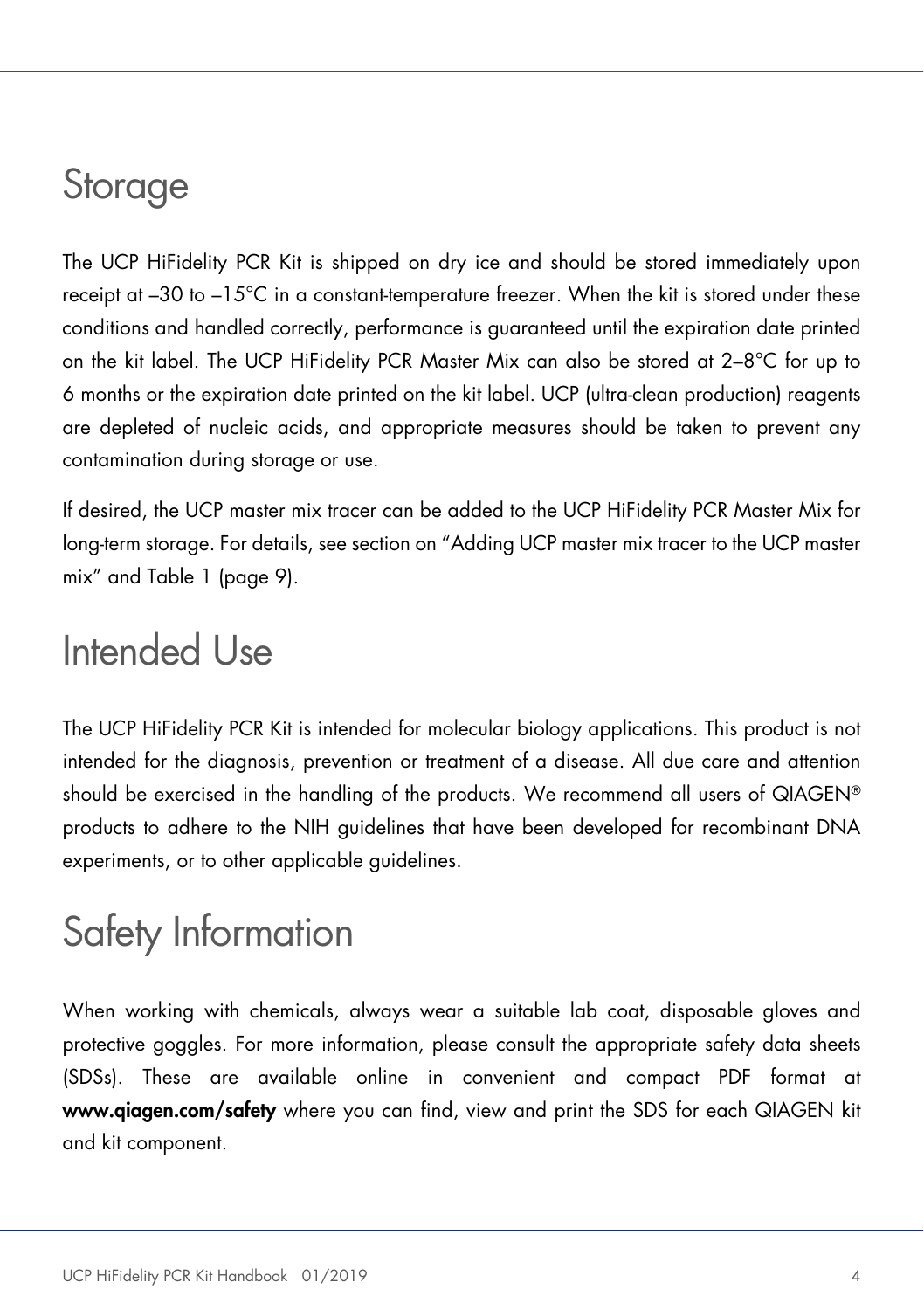# Storage

The UCP HiFidelity PCR Kit is shipped on dry ice and should be stored immediately upon receipt at –30 to –15°C in a constant-temperature freezer. When the kit is stored under these conditions and handled correctly, performance is guaranteed until the expiration date printed on the kit label. The UCP HiFidelity PCR Master Mix can also be stored at 2–8°C for up to 6 months or the expiration date printed on the kit label. UCP (ultra-clean production) reagents are depleted of nucleic acids, and appropriate measures should be taken to prevent any contamination during storage or use.

If desired, the UCP master mix tracer can be added to the UCP HiFidelity PCR Master Mix for long-term storage. For details, see section on "Adding UCP master mix tracer to the UCP master mix" and Table 1 (page 9).

# Intended Use

The UCP HiFidelity PCR Kit is intended for molecular biology applications. This product is not intended for the diagnosis, prevention or treatment of a disease. All due care and attention should be exercised in the handling of the products. We recommend all users of QIAGEN® products to adhere to the NIH guidelines that have been developed for recombinant DNA experiments, or to other applicable guidelines.

# Safety Information

When working with chemicals, always wear a suitable lab coat, disposable gloves and protective goggles. For more information, please consult the appropriate safety data sheets (SDSs). These are available online in convenient and compact PDF format at **www.qiagen.com/safety** where you can find, view and print the SDS for each QIAGEN kit and kit component.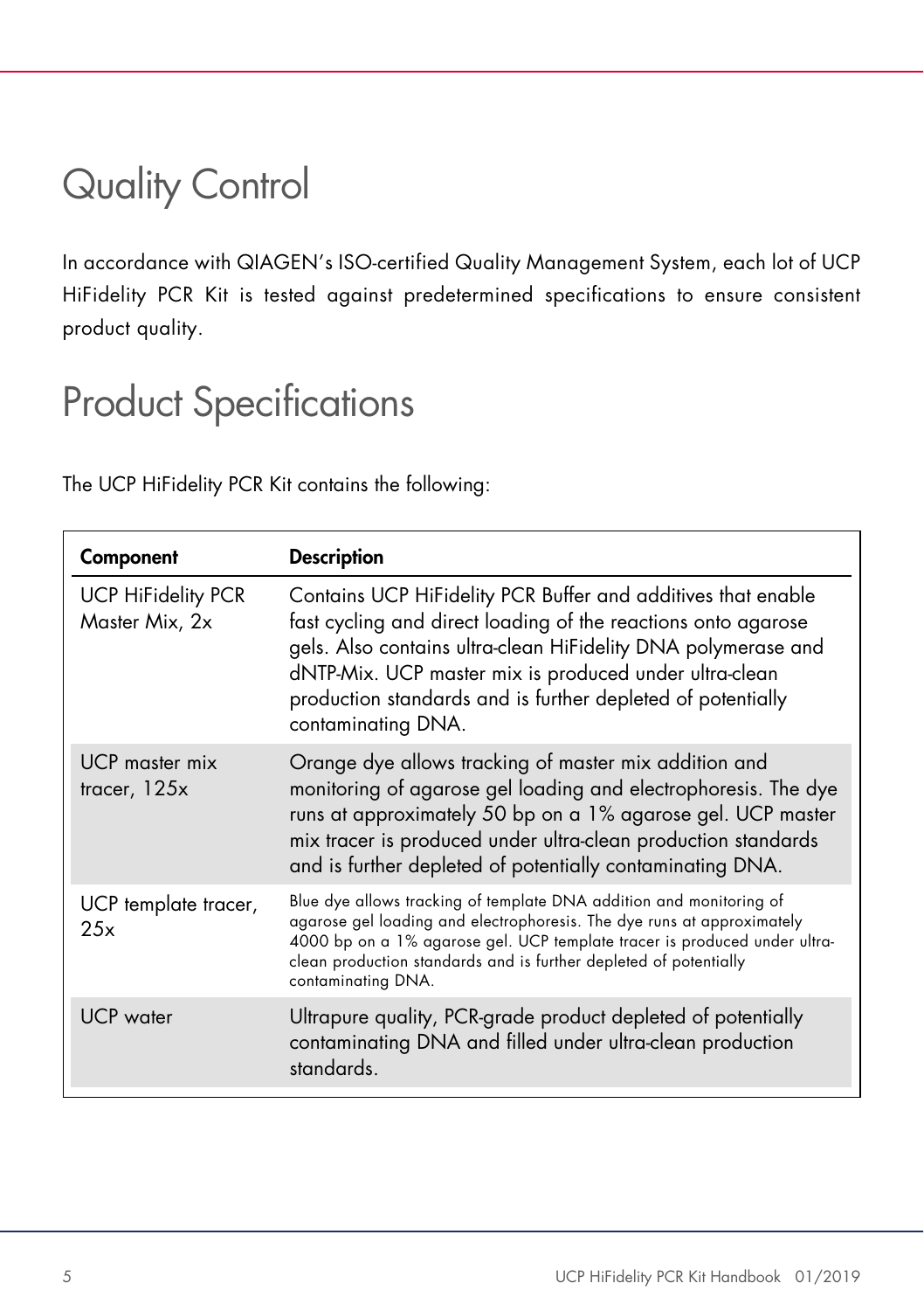# Quality Control

In accordance with QIAGEN's ISO-certified Quality Management System, each lot of UCP HiFidelity PCR Kit is tested against predetermined specifications to ensure consistent product quality.

# Product Specifications

The UCP HiFidelity PCR Kit contains the following:

| Component | Description |
| --- | --- |
| UCP HiFidelity PCR Master Mix, 2x | Contains UCP HiFidelity PCR Buffer and additives that enable fast cycling and direct loading of the reactions onto agarose gels. Also contains ultra-clean HiFidelity DNA polymerase and dNTP-Mix. UCP master mix is produced under ultra-clean production standards and is further depleted of potentially contaminating DNA. |
| UCP master mix tracer, 125x | Orange dye allows tracking of master mix addition and monitoring of agarose gel loading and electrophoresis. The dye runs at approximately 50 bp on a 1% agarose gel. UCP master mix tracer is produced under ultra-clean production standards and is further depleted of potentially contaminating DNA. |
| UCP template tracer, 25x | Blue dye allows tracking of template DNA addition and monitoring of agarose gel loading and electrophoresis. The dye runs at approximately 4000 bp on a 1% agarose gel. UCP template tracer is produced under ultra-clean production standards and is further depleted of potentially contaminating DNA. |
| UCP water | Ultrapure quality, PCR-grade product depleted of potentially contaminating DNA and filled under ultra-clean production standards. |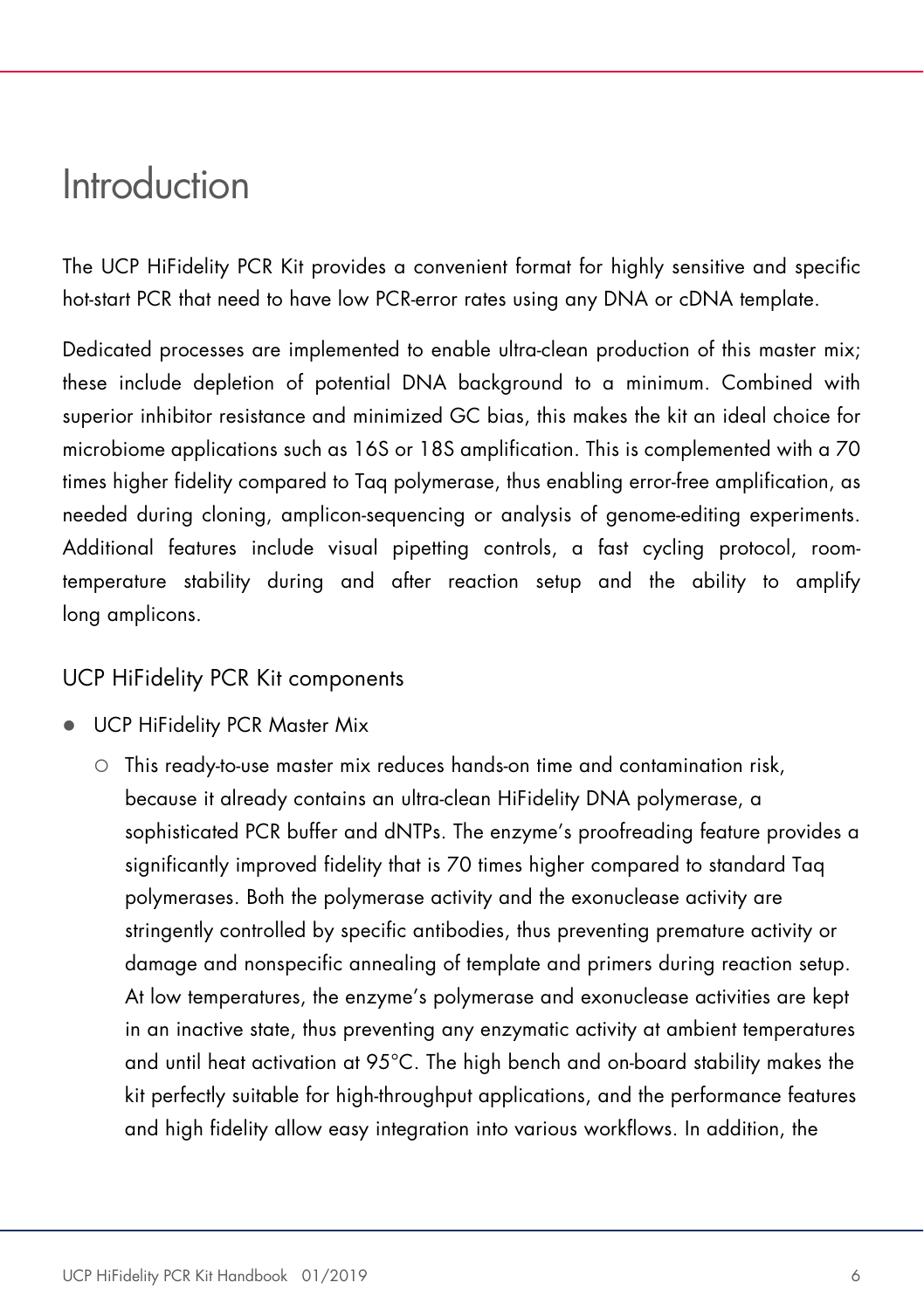# Introduction

The UCP HiFidelity PCR Kit provides a convenient format for highly sensitive and specific hot-start PCR that need to have low PCR-error rates using any DNA or cDNA template.

Dedicated processes are implemented to enable ultra-clean production of this master mix; these include depletion of potential DNA background to a minimum. Combined with superior inhibitor resistance and minimized GC bias, this makes the kit an ideal choice for microbiome applications such as 16S or 18S amplification. This is complemented with a 70 times higher fidelity compared to Taq polymerase, thus enabling error-free amplification, as needed during cloning, amplicon-sequencing or analysis of genome-editing experiments. Additional features include visual pipetting controls, a fast cycling protocol, room-temperature stability during and after reaction setup and the ability to amplify long amplicons.

## UCP HiFidelity PCR Kit components

- UCP HiFidelity PCR Master Mix
  - This ready-to-use master mix reduces hands-on time and contamination risk, because it already contains an ultra-clean HiFidelity DNA polymerase, a sophisticated PCR buffer and dNTPs. The enzyme's proofreading feature provides a significantly improved fidelity that is 70 times higher compared to standard Taq polymerases. Both the polymerase activity and the exonuclease activity are stringently controlled by specific antibodies, thus preventing premature activity or damage and nonspecific annealing of template and primers during reaction setup. At low temperatures, the enzyme's polymerase and exonuclease activities are kept in an inactive state, thus preventing any enzymatic activity at ambient temperatures and until heat activation at 95°C. The high bench and on-board stability makes the kit perfectly suitable for high-throughput applications, and the performance features and high fidelity allow easy integration into various workflows. In addition, the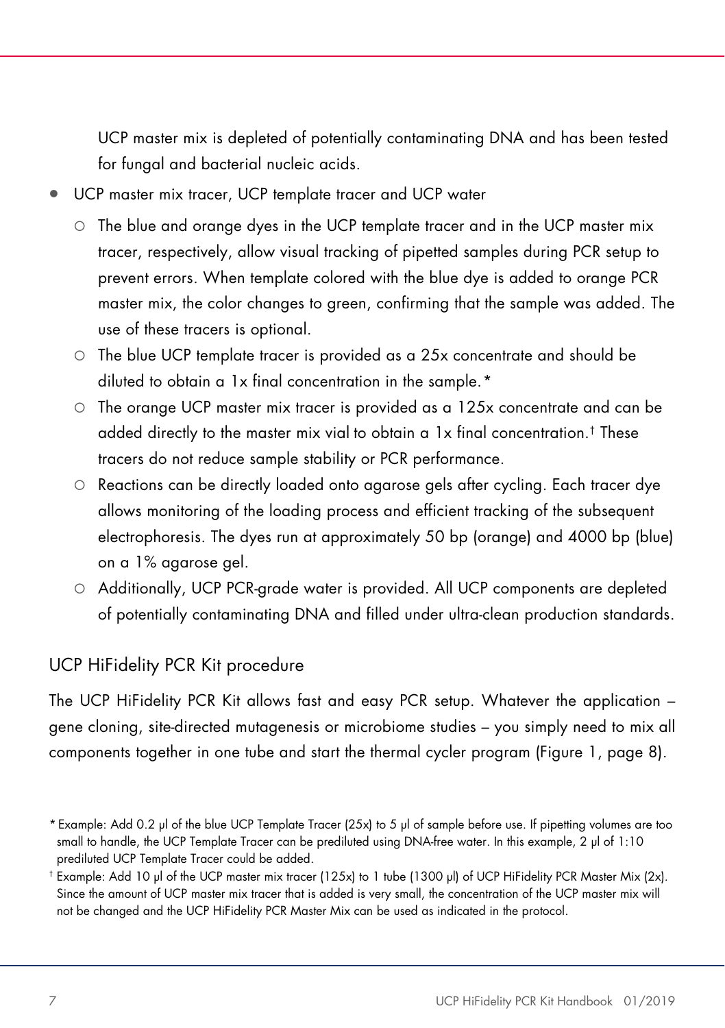UCP master mix is depleted of potentially contaminating DNA and has been tested for fungal and bacterial nucleic acids.

- UCP master mix tracer, UCP template tracer and UCP water
  - The blue and orange dyes in the UCP template tracer and in the UCP master mix tracer, respectively, allow visual tracking of pipetted samples during PCR setup to prevent errors. When template colored with the blue dye is added to orange PCR master mix, the color changes to green, confirming that the sample was added. The use of these tracers is optional.
  - The blue UCP template tracer is provided as a 25x concentrate and should be diluted to obtain a 1x final concentration in the sample.*
  - The orange UCP master mix tracer is provided as a 125x concentrate and can be added directly to the master mix vial to obtain a 1x final concentration.† These tracers do not reduce sample stability or PCR performance.
  - Reactions can be directly loaded onto agarose gels after cycling. Each tracer dye allows monitoring of the loading process and efficient tracking of the subsequent electrophoresis. The dyes run at approximately 50 bp (orange) and 4000 bp (blue) on a 1% agarose gel.
  - Additionally, UCP PCR-grade water is provided. All UCP components are depleted of potentially contaminating DNA and filled under ultra-clean production standards.

## UCP HiFidelity PCR Kit procedure

The UCP HiFidelity PCR Kit allows fast and easy PCR setup. Whatever the application – gene cloning, site-directed mutagenesis or microbiome studies – you simply need to mix all components together in one tube and start the thermal cycler program (Figure 1, page 8).

* Example: Add 0.2 µl of the blue UCP Template Tracer (25x) to 5 µl of sample before use. If pipetting volumes are too small to handle, the UCP Template Tracer can be prediluted using DNA-free water. In this example, 2 µl of 1:10 prediluted UCP Template Tracer could be added.

† Example: Add 10 µl of the UCP master mix tracer (125x) to 1 tube (1300 µl) of UCP HiFidelity PCR Master Mix (2x). Since the amount of UCP master mix tracer that is added is very small, the concentration of the UCP master mix will not be changed and the UCP HiFidelity PCR Master Mix can be used as indicated in the protocol.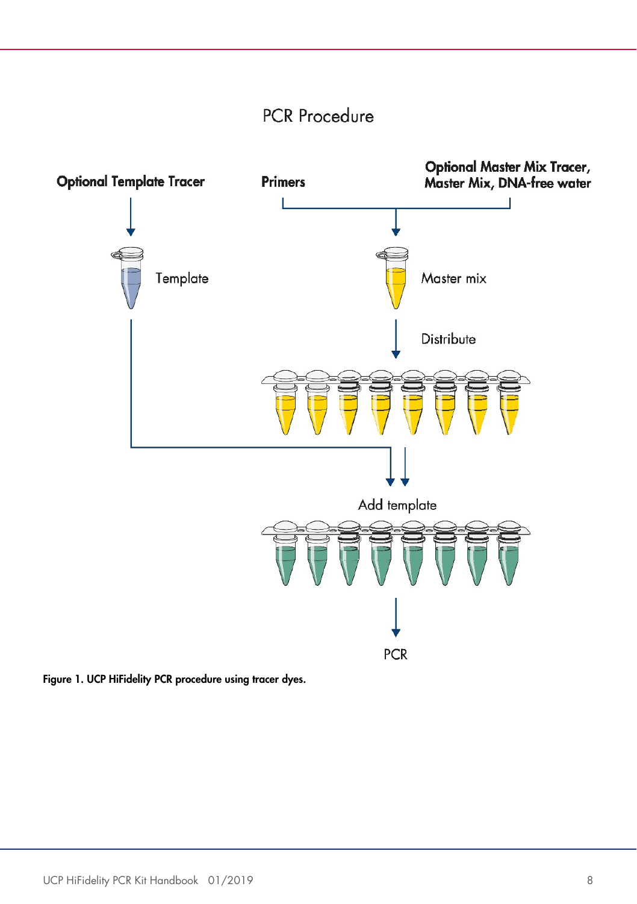PCR Procedure

Optional Template Tracer

Template

Primers

Optional Master Mix Tracer, Master Mix, DNA-free water

Master mix

Distribute

Add template

PCR

**Figure 1. UCP HiFidelity PCR procedure using tracer dyes.**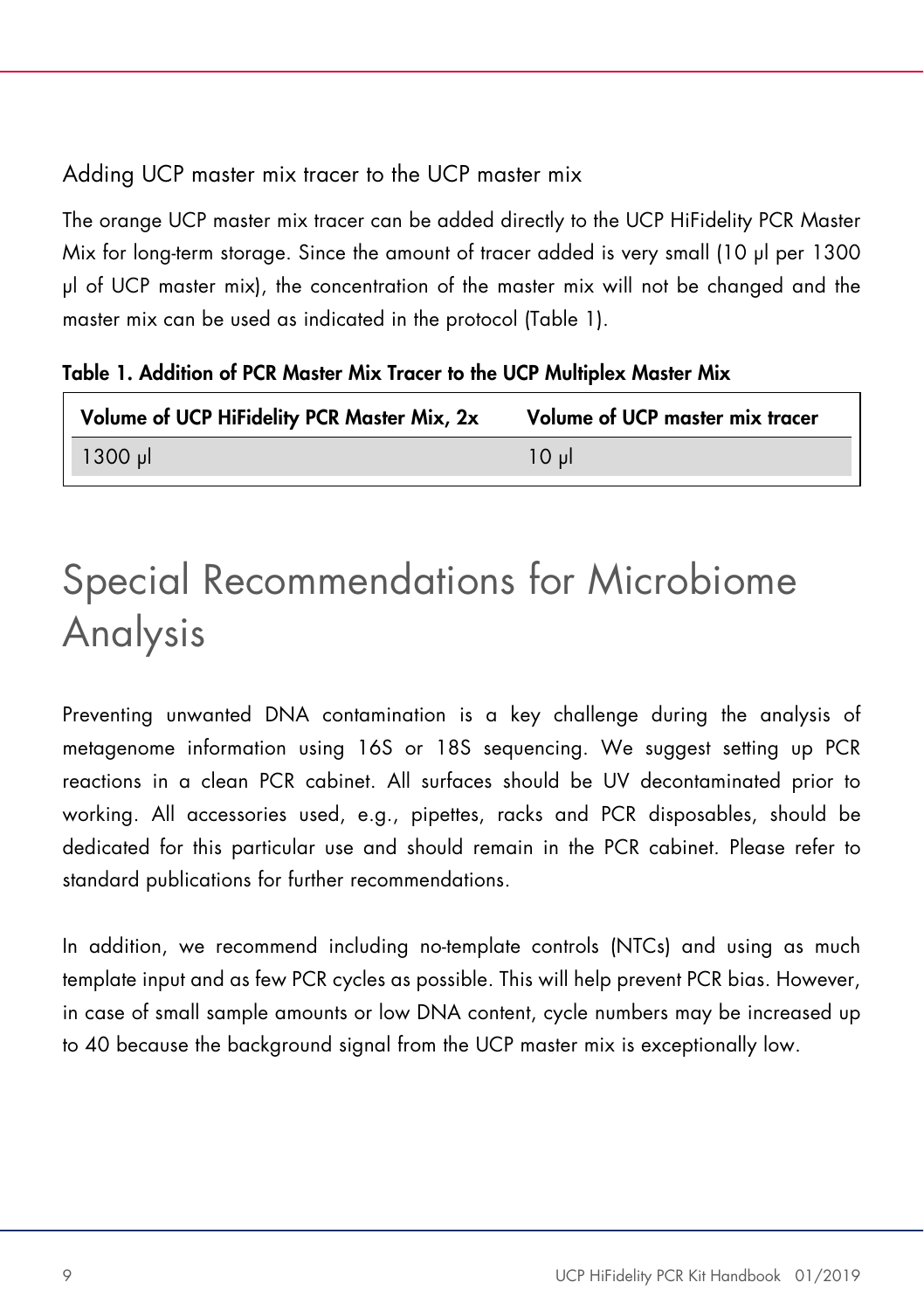### Adding UCP master mix tracer to the UCP master mix

The orange UCP master mix tracer can be added directly to the UCP HiFidelity PCR Master Mix for long-term storage. Since the amount of tracer added is very small (10 µl per 1300 µl of UCP master mix), the concentration of the master mix will not be changed and the master mix can be used as indicated in the protocol (Table 1).

**Table 1. Addition of PCR Master Mix Tracer to the UCP Multiplex Master Mix**

| Volume of UCP HiFidelity PCR Master Mix, 2x | Volume of UCP master mix tracer |
|---|---|
| 1300 µl | 10 µl |

# Special Recommendations for Microbiome Analysis

Preventing unwanted DNA contamination is a key challenge during the analysis of metagenome information using 16S or 18S sequencing. We suggest setting up PCR reactions in a clean PCR cabinet. All surfaces should be UV decontaminated prior to working. All accessories used, e.g., pipettes, racks and PCR disposables, should be dedicated for this particular use and should remain in the PCR cabinet. Please refer to standard publications for further recommendations.

In addition, we recommend including no-template controls (NTCs) and using as much template input and as few PCR cycles as possible. This will help prevent PCR bias. However, in case of small sample amounts or low DNA content, cycle numbers may be increased up to 40 because the background signal from the UCP master mix is exceptionally low.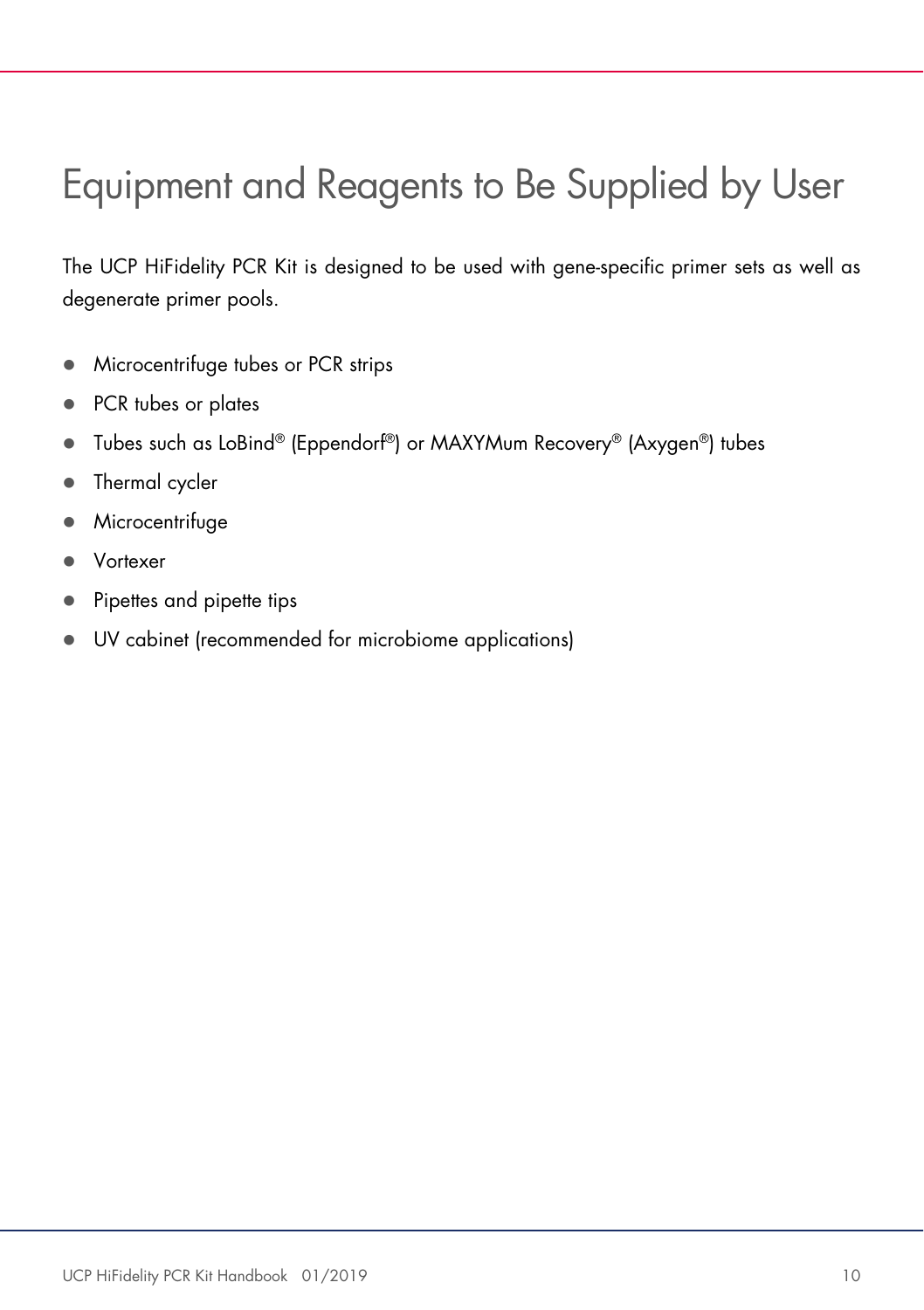# Equipment and Reagents to Be Supplied by User

The UCP HiFidelity PCR Kit is designed to be used with gene-specific primer sets as well as degenerate primer pools.

- Microcentrifuge tubes or PCR strips
- PCR tubes or plates
- Tubes such as LoBind® (Eppendorf®) or MAXYMum Recovery® (Axygen®) tubes
- Thermal cycler
- Microcentrifuge
- Vortexer
- Pipettes and pipette tips
- UV cabinet (recommended for microbiome applications)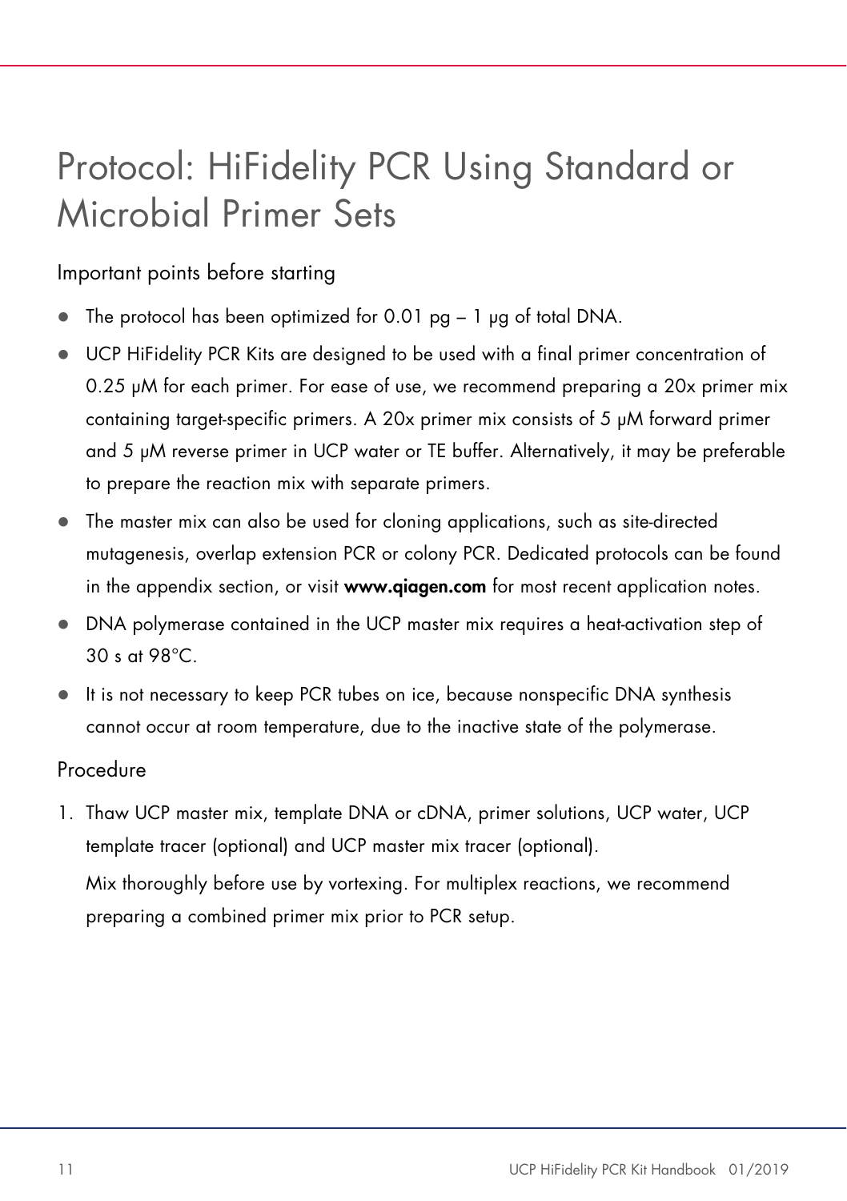# Protocol: HiFidelity PCR Using Standard or Microbial Primer Sets

## Important points before starting

- The protocol has been optimized for 0.01 pg – 1 µg of total DNA.
- UCP HiFidelity PCR Kits are designed to be used with a final primer concentration of 0.25 µM for each primer. For ease of use, we recommend preparing a 20x primer mix containing target-specific primers. A 20x primer mix consists of 5 µM forward primer and 5 µM reverse primer in UCP water or TE buffer. Alternatively, it may be preferable to prepare the reaction mix with separate primers.
- The master mix can also be used for cloning applications, such as site-directed mutagenesis, overlap extension PCR or colony PCR. Dedicated protocols can be found in the appendix section, or visit **www.qiagen.com** for most recent application notes.
- DNA polymerase contained in the UCP master mix requires a heat-activation step of 30 s at 98°C.
- It is not necessary to keep PCR tubes on ice, because nonspecific DNA synthesis cannot occur at room temperature, due to the inactive state of the polymerase.

## Procedure

1. Thaw UCP master mix, template DNA or cDNA, primer solutions, UCP water, UCP template tracer (optional) and UCP master mix tracer (optional).

   Mix thoroughly before use by vortexing. For multiplex reactions, we recommend preparing a combined primer mix prior to PCR setup.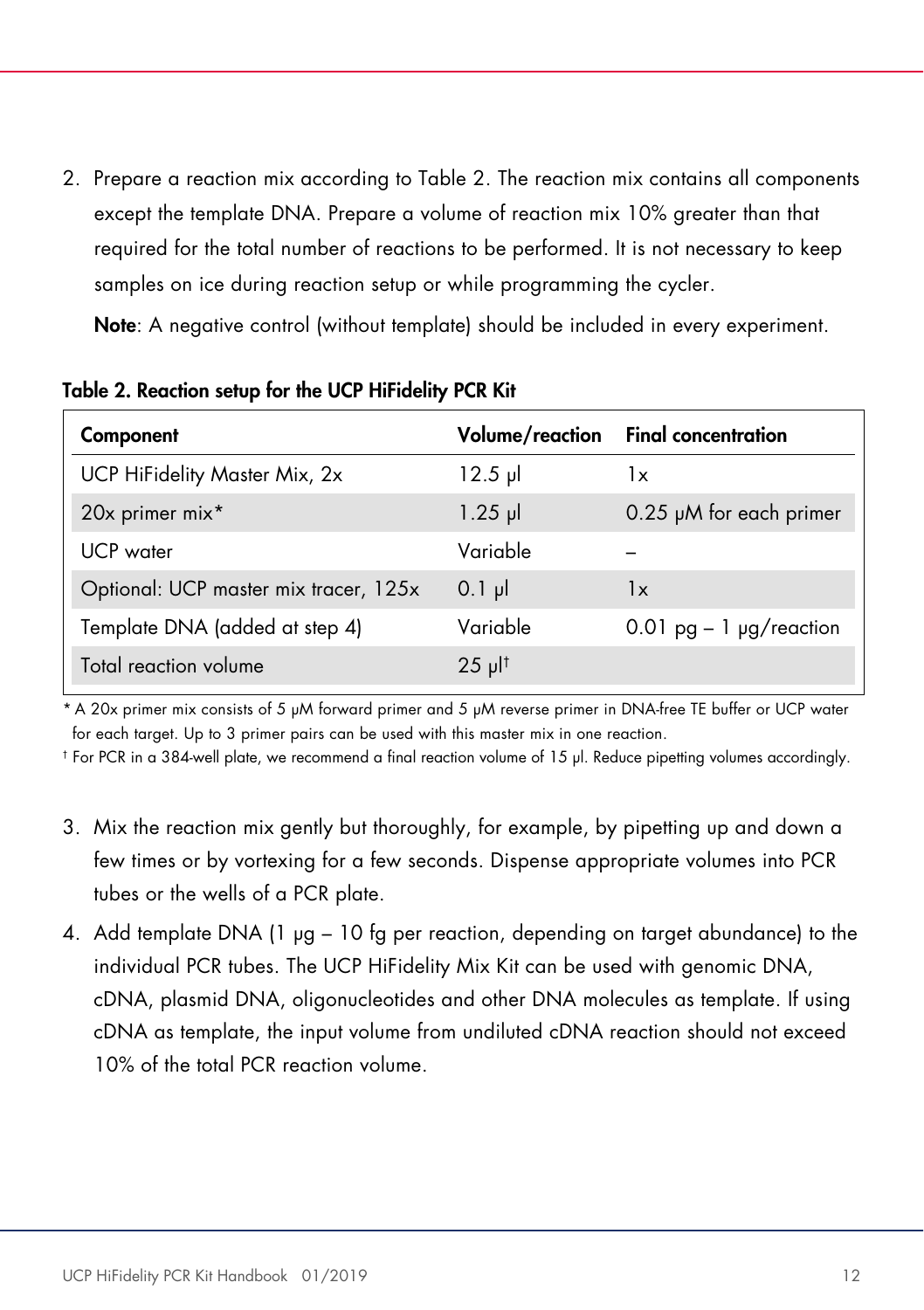2. Prepare a reaction mix according to Table 2. The reaction mix contains all components except the template DNA. Prepare a volume of reaction mix 10% greater than that required for the total number of reactions to be performed. It is not necessary to keep samples on ice during reaction setup or while programming the cycler.

   **Note**: A negative control (without template) should be included in every experiment.

**Table 2. Reaction setup for the UCP HiFidelity PCR Kit**

| Component | Volume/reaction | Final concentration |
|---|---|---|
| UCP HiFidelity Master Mix, 2x | 12.5 µl | 1x |
| 20x primer mix* | 1.25 µl | 0.25 µM for each primer |
| UCP water | Variable | – |
| Optional: UCP master mix tracer, 125x | 0.1 µl | 1x |
| Template DNA (added at step 4) | Variable | 0.01 pg – 1 µg/reaction |
| Total reaction volume | 25 µl† | |

\* A 20x primer mix consists of 5 µM forward primer and 5 µM reverse primer in DNA-free TE buffer or UCP water for each target. Up to 3 primer pairs can be used with this master mix in one reaction.

† For PCR in a 384-well plate, we recommend a final reaction volume of 15 µl. Reduce pipetting volumes accordingly.

3. Mix the reaction mix gently but thoroughly, for example, by pipetting up and down a few times or by vortexing for a few seconds. Dispense appropriate volumes into PCR tubes or the wells of a PCR plate.
4. Add template DNA (1 µg – 10 fg per reaction, depending on target abundance) to the individual PCR tubes. The UCP HiFidelity Mix Kit can be used with genomic DNA, cDNA, plasmid DNA, oligonucleotides and other DNA molecules as template. If using cDNA as template, the input volume from undiluted cDNA reaction should not exceed 10% of the total PCR reaction volume.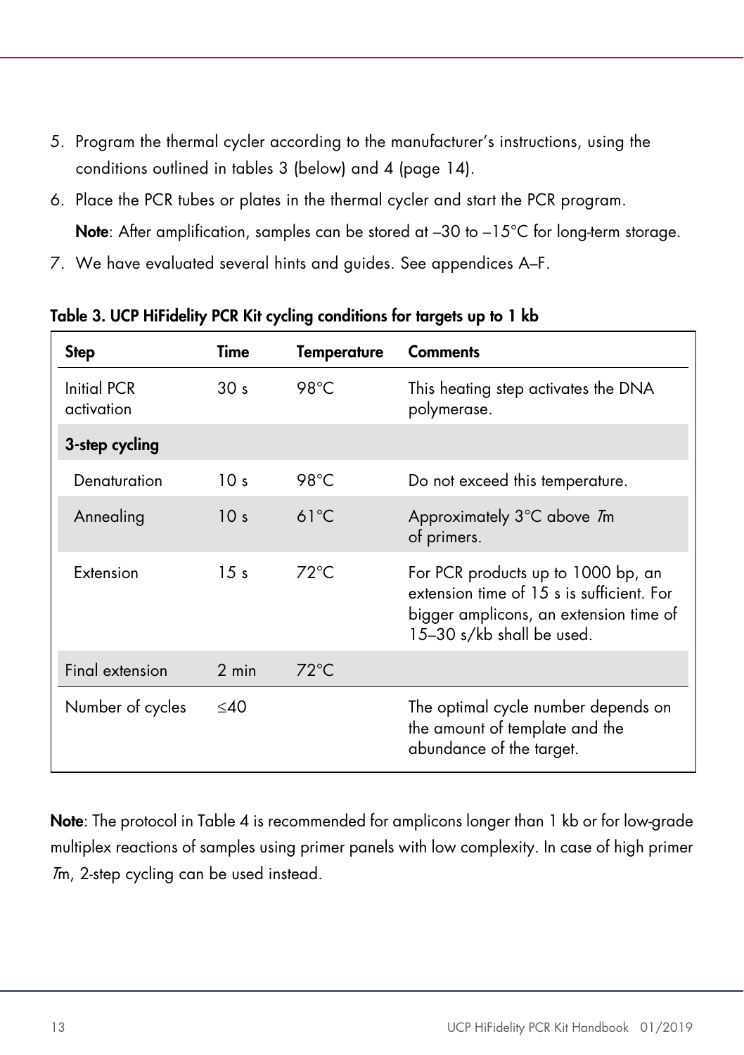5. Program the thermal cycler according to the manufacturer's instructions, using the conditions outlined in tables 3 (below) and 4 (page 14).
6. Place the PCR tubes or plates in the thermal cycler and start the PCR program.

   **Note**: After amplification, samples can be stored at –30 to –15°C for long-term storage.
7. We have evaluated several hints and guides. See appendices A–F.

**Table 3. UCP HiFidelity PCR Kit cycling conditions for targets up to 1 kb**

| Step | Time | Temperature | Comments |
|---|---|---|---|
| Initial PCR activation | 30 s | 98°C | This heating step activates the DNA polymerase. |
| **3-step cycling** | | | |
| Denaturation | 10 s | 98°C | Do not exceed this temperature. |
| Annealing | 10 s | 61°C | Approximately 3°C above *T*m of primers. |
| Extension | 15 s | 72°C | For PCR products up to 1000 bp, an extension time of 15 s is sufficient. For bigger amplicons, an extension time of 15–30 s/kb shall be used. |
| Final extension | 2 min | 72°C | |
| Number of cycles | ≤40 | | The optimal cycle number depends on the amount of template and the abundance of the target. |

**Note**: The protocol in Table 4 is recommended for amplicons longer than 1 kb or for low-grade multiplex reactions of samples using primer panels with low complexity. In case of high primer *T*m, 2-step cycling can be used instead.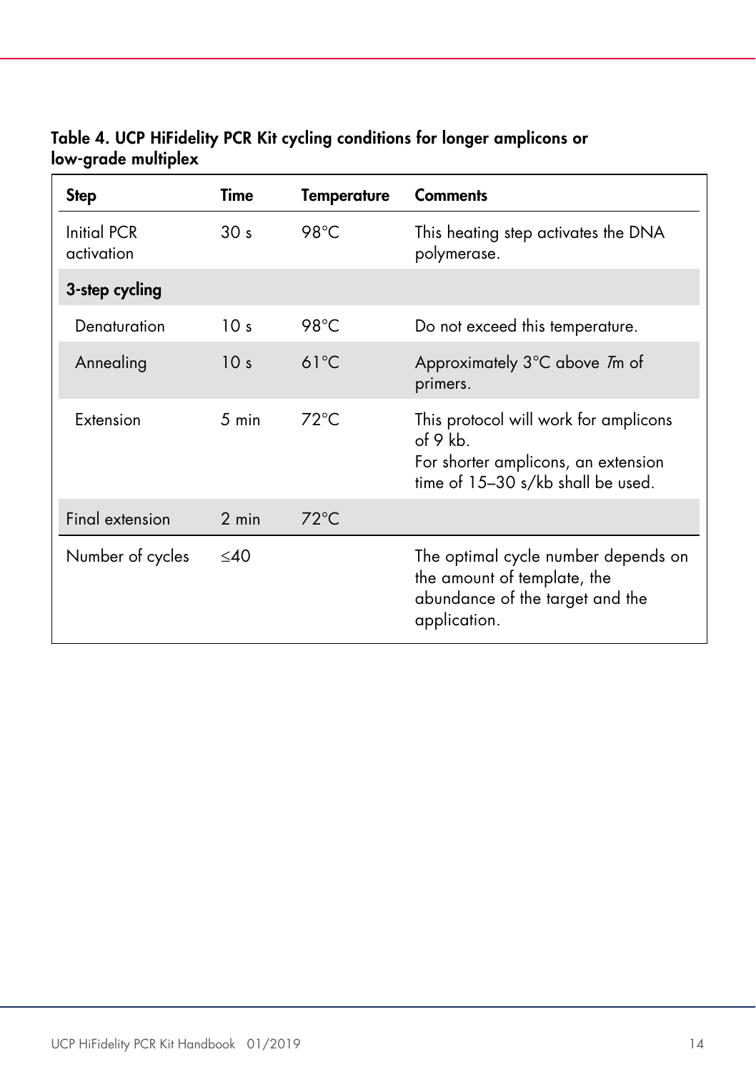**Table 4. UCP HiFidelity PCR Kit cycling conditions for longer amplicons or low-grade multiplex**

| Step | Time | Temperature | Comments |
|---|---|---|---|
| Initial PCR activation | 30 s | 98°C | This heating step activates the DNA polymerase. |
| **3-step cycling** | | | |
| Denaturation | 10 s | 98°C | Do not exceed this temperature. |
| Annealing | 10 s | 61°C | Approximately 3°C above *Tm* of primers. |
| Extension | 5 min | 72°C | This protocol will work for amplicons of 9 kb. For shorter amplicons, an extension time of 15–30 s/kb shall be used. |
| Final extension | 2 min | 72°C | |
| Number of cycles | ≤40 | | The optimal cycle number depends on the amount of template, the abundance of the target and the application. |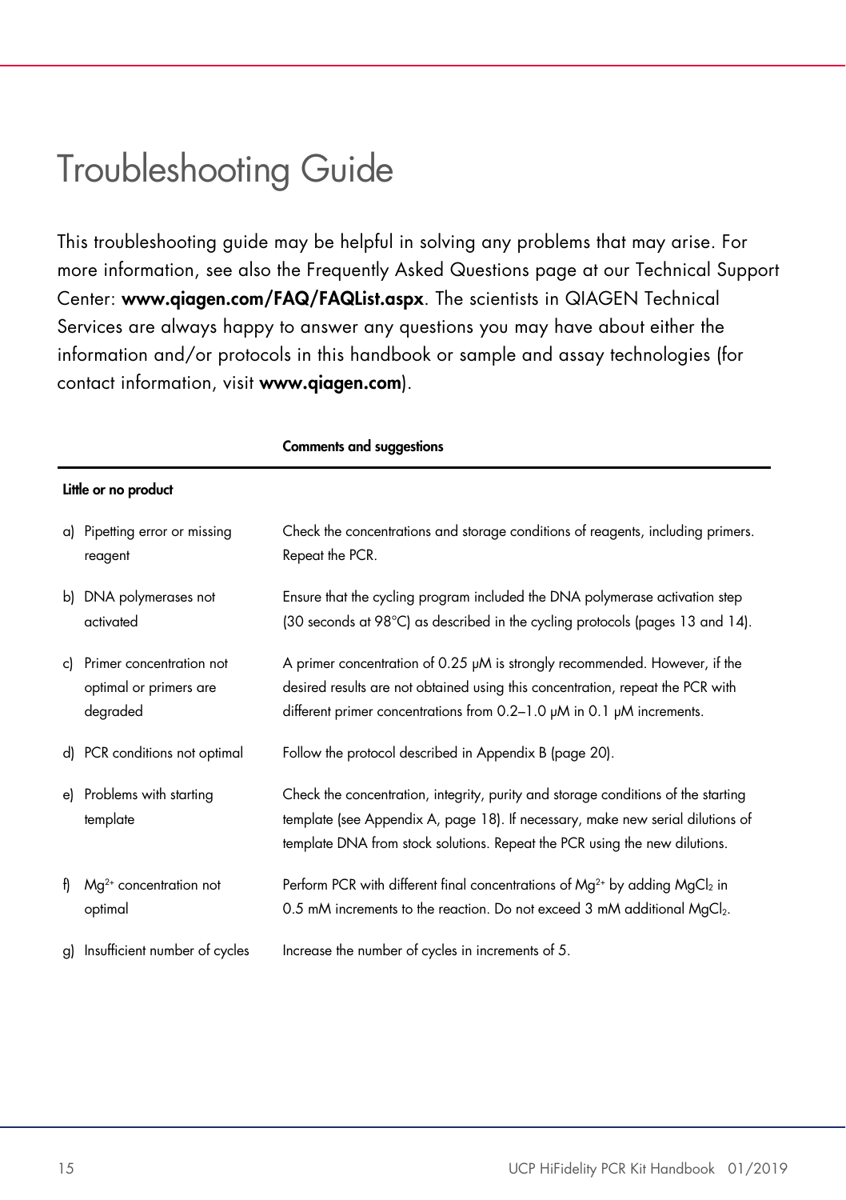# Troubleshooting Guide

This troubleshooting guide may be helpful in solving any problems that may arise. For more information, see also the Frequently Asked Questions page at our Technical Support Center: **www.qiagen.com/FAQ/FAQList.aspx**. The scientists in QIAGEN Technical Services are always happy to answer any questions you may have about either the information and/or protocols in this handbook or sample and assay technologies (for contact information, visit **www.qiagen.com**).

| | **Comments and suggestions** |
|---|---|
| **Little or no product** | |
| a) Pipetting error or missing reagent | Check the concentrations and storage conditions of reagents, including primers. Repeat the PCR. |
| b) DNA polymerases not activated | Ensure that the cycling program included the DNA polymerase activation step (30 seconds at 98°C) as described in the cycling protocols (pages 13 and 14). |
| c) Primer concentration not optimal or primers are degraded | A primer concentration of 0.25 µM is strongly recommended. However, if the desired results are not obtained using this concentration, repeat the PCR with different primer concentrations from 0.2–1.0 µM in 0.1 µM increments. |
| d) PCR conditions not optimal | Follow the protocol described in Appendix B (page 20). |
| e) Problems with starting template | Check the concentration, integrity, purity and storage conditions of the starting template (see Appendix A, page 18). If necessary, make new serial dilutions of template DNA from stock solutions. Repeat the PCR using the new dilutions. |
| f) $Mg^{2+}$ concentration not optimal | Perform PCR with different final concentrations of $Mg^{2+}$ by adding $MgCl_2$ in 0.5 mM increments to the reaction. Do not exceed 3 mM additional $MgCl_2$. |
| g) Insufficient number of cycles | Increase the number of cycles in increments of 5. |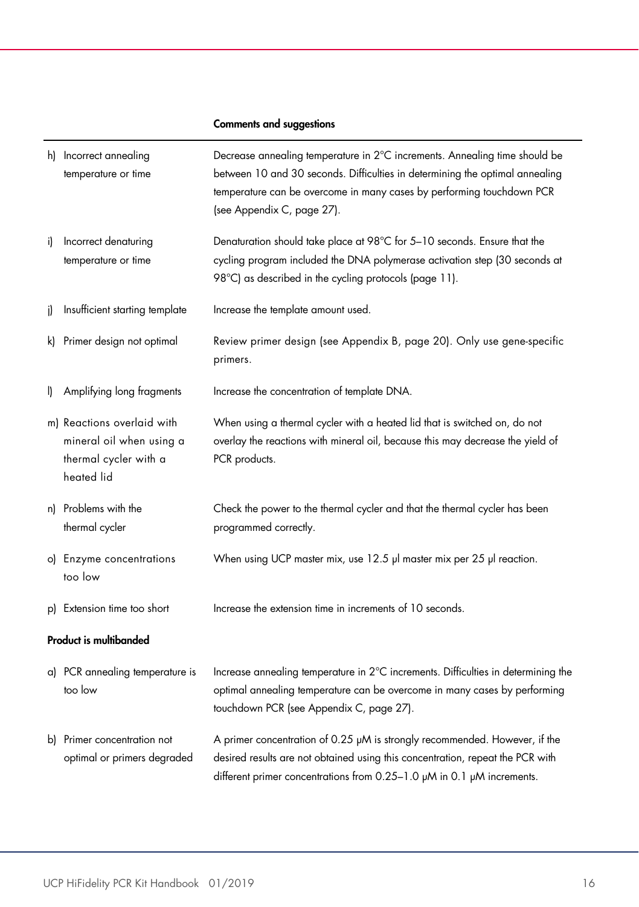| | Comments and suggestions |
|---|---|
| h) Incorrect annealing temperature or time | Decrease annealing temperature in 2°C increments. Annealing time should be between 10 and 30 seconds. Difficulties in determining the optimal annealing temperature can be overcome in many cases by performing touchdown PCR (see Appendix C, page 27). |
| i) Incorrect denaturing temperature or time | Denaturation should take place at 98°C for 5–10 seconds. Ensure that the cycling program included the DNA polymerase activation step (30 seconds at 98°C) as described in the cycling protocols (page 11). |
| j) Insufficient starting template | Increase the template amount used. |
| k) Primer design not optimal | Review primer design (see Appendix B, page 20). Only use gene-specific primers. |
| l) Amplifying long fragments | Increase the concentration of template DNA. |
| m) Reactions overlaid with mineral oil when using a thermal cycler with a heated lid | When using a thermal cycler with a heated lid that is switched on, do not overlay the reactions with mineral oil, because this may decrease the yield of PCR products. |
| n) Problems with the thermal cycler | Check the power to the thermal cycler and that the thermal cycler has been programmed correctly. |
| o) Enzyme concentrations too low | When using UCP master mix, use 12.5 µl master mix per 25 µl reaction. |
| p) Extension time too short | Increase the extension time in increments of 10 seconds. |
| **Product is multibanded** | |
| a) PCR annealing temperature is too low | Increase annealing temperature in 2°C increments. Difficulties in determining the optimal annealing temperature can be overcome in many cases by performing touchdown PCR (see Appendix C, page 27). |
| b) Primer concentration not optimal or primers degraded | A primer concentration of 0.25 µM is strongly recommended. However, if the desired results are not obtained using this concentration, repeat the PCR with different primer concentrations from 0.25–1.0 µM in 0.1 µM increments. |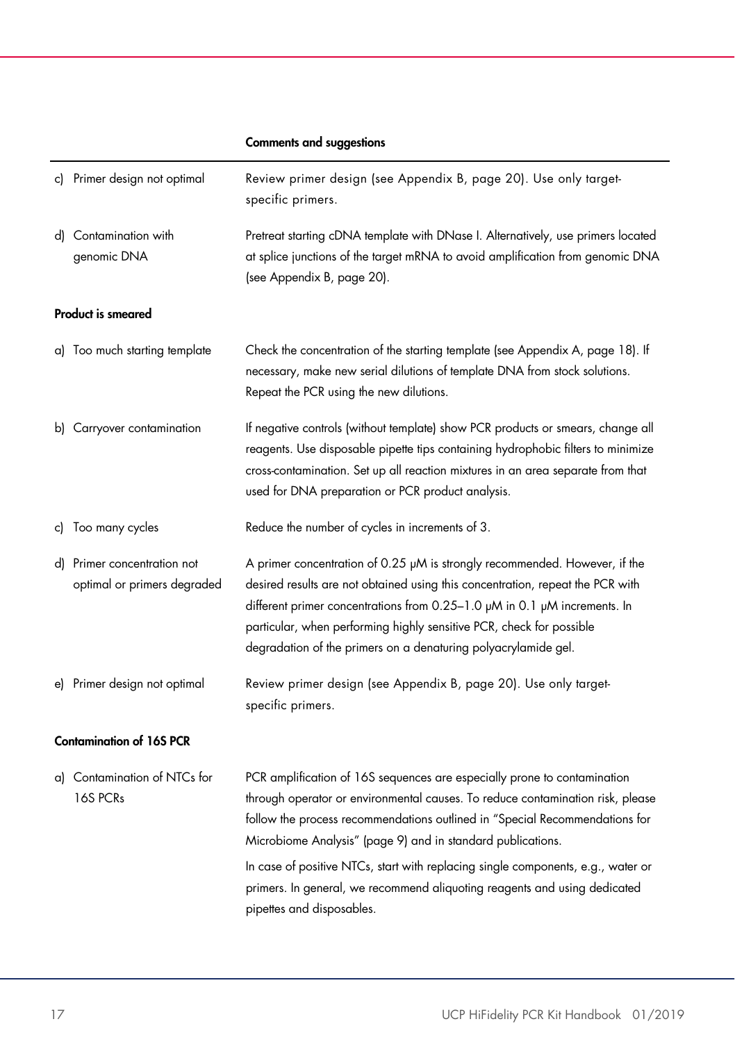| | Comments and suggestions |
|---|---|
| c) Primer design not optimal | Review primer design (see Appendix B, page 20). Use only target-specific primers. |
| d) Contamination with genomic DNA | Pretreat starting cDNA template with DNase I. Alternatively, use primers located at splice junctions of the target mRNA to avoid amplification from genomic DNA (see Appendix B, page 20). |
| **Product is smeared** | |
| a) Too much starting template | Check the concentration of the starting template (see Appendix A, page 18). If necessary, make new serial dilutions of template DNA from stock solutions. Repeat the PCR using the new dilutions. |
| b) Carryover contamination | If negative controls (without template) show PCR products or smears, change all reagents. Use disposable pipette tips containing hydrophobic filters to minimize cross-contamination. Set up all reaction mixtures in an area separate from that used for DNA preparation or PCR product analysis. |
| c) Too many cycles | Reduce the number of cycles in increments of 3. |
| d) Primer concentration not optimal or primers degraded | A primer concentration of 0.25 µM is strongly recommended. However, if the desired results are not obtained using this concentration, repeat the PCR with different primer concentrations from 0.25–1.0 µM in 0.1 µM increments. In particular, when performing highly sensitive PCR, check for possible degradation of the primers on a denaturing polyacrylamide gel. |
| e) Primer design not optimal | Review primer design (see Appendix B, page 20). Use only target-specific primers. |
| **Contamination of 16S PCR** | |
| a) Contamination of NTCs for 16S PCRs | PCR amplification of 16S sequences are especially prone to contamination through operator or environmental causes. To reduce contamination risk, please follow the process recommendations outlined in "Special Recommendations for Microbiome Analysis" (page 9) and in standard publications.<br><br>In case of positive NTCs, start with replacing single components, e.g., water or primers. In general, we recommend aliquoting reagents and using dedicated pipettes and disposables. |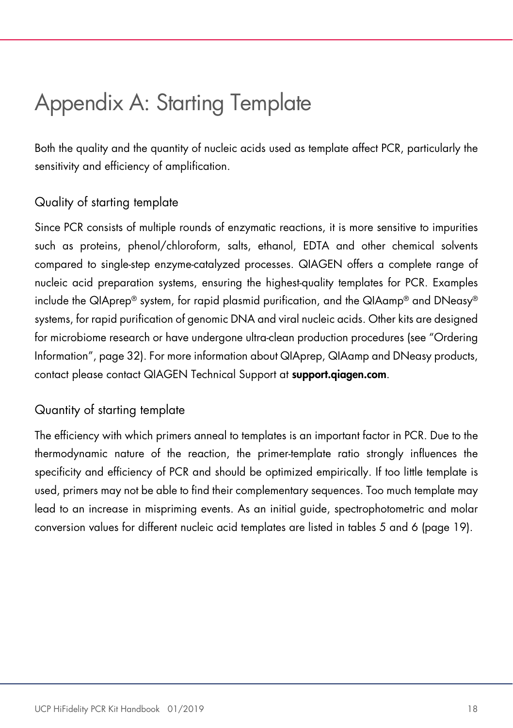# Appendix A: Starting Template

Both the quality and the quantity of nucleic acids used as template affect PCR, particularly the sensitivity and efficiency of amplification.

## Quality of starting template

Since PCR consists of multiple rounds of enzymatic reactions, it is more sensitive to impurities such as proteins, phenol/chloroform, salts, ethanol, EDTA and other chemical solvents compared to single-step enzyme-catalyzed processes. QIAGEN offers a complete range of nucleic acid preparation systems, ensuring the highest-quality templates for PCR. Examples include the QIAprep® system, for rapid plasmid purification, and the QIAamp® and DNeasy® systems, for rapid purification of genomic DNA and viral nucleic acids. Other kits are designed for microbiome research or have undergone ultra-clean production procedures (see "Ordering Information", page 32). For more information about QIAprep, QIAamp and DNeasy products, contact please contact QIAGEN Technical Support at **support.qiagen.com**.

## Quantity of starting template

The efficiency with which primers anneal to templates is an important factor in PCR. Due to the thermodynamic nature of the reaction, the primer-template ratio strongly influences the specificity and efficiency of PCR and should be optimized empirically. If too little template is used, primers may not be able to find their complementary sequences. Too much template may lead to an increase in mispriming events. As an initial guide, spectrophotometric and molar conversion values for different nucleic acid templates are listed in tables 5 and 6 (page 19).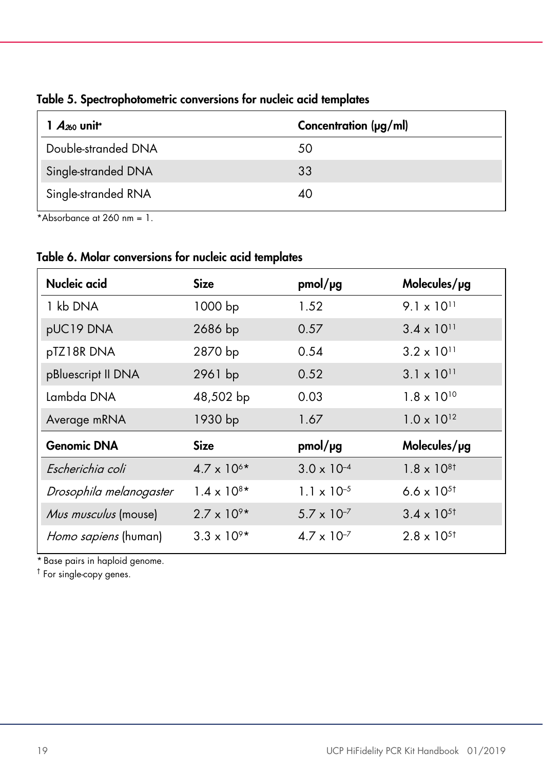**Table 5. Spectrophotometric conversions for nucleic acid templates**

| 1 $A_{260}$ unit* | Concentration (µg/ml) |
|---|---|
| Double-stranded DNA | 50 |
| Single-stranded DNA | 33 |
| Single-stranded RNA | 40 |

*Absorbance at 260 nm = 1.

**Table 6. Molar conversions for nucleic acid templates**

| Nucleic acid | Size | pmol/µg | Molecules/µg |
|---|---|---|---|
| 1 kb DNA | 1000 bp | 1.52 | $9.1 \times 10^{11}$ |
| pUC19 DNA | 2686 bp | 0.57 | $3.4 \times 10^{11}$ |
| pTZ18R DNA | 2870 bp | 0.54 | $3.2 \times 10^{11}$ |
| pBluescript II DNA | 2961 bp | 0.52 | $3.1 \times 10^{11}$ |
| Lambda DNA | 48,502 bp | 0.03 | $1.8 \times 10^{10}$ |
| Average mRNA | 1930 bp | 1.67 | $1.0 \times 10^{12}$ |
| **Genomic DNA** | **Size** | **pmol/µg** | **Molecules/µg** |
| *Escherichia coli* | $4.7 \times 10^{6}$* | $3.0 \times 10^{-4}$ | $1.8 \times 10^{8}$† |
| *Drosophila melanogaster* | $1.4 \times 10^{8}$* | $1.1 \times 10^{-5}$ | $6.6 \times 10^{5}$† |
| *Mus musculus* (mouse) | $2.7 \times 10^{9}$* | $5.7 \times 10^{-7}$ | $3.4 \times 10^{5}$† |
| *Homo sapiens* (human) | $3.3 \times 10^{9}$* | $4.7 \times 10^{-7}$ | $2.8 \times 10^{5}$† |

* Base pairs in haploid genome.

† For single-copy genes.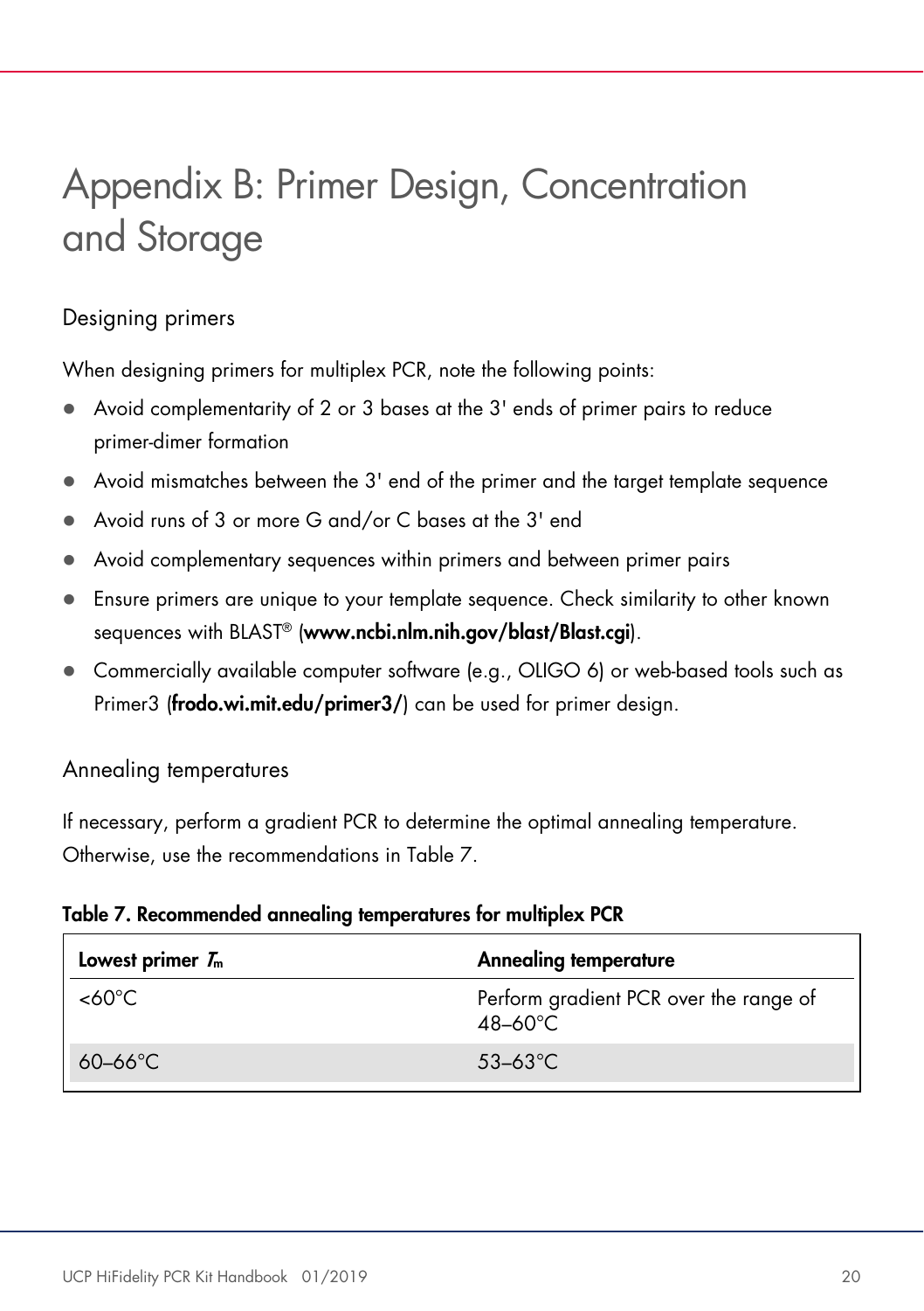# Appendix B: Primer Design, Concentration and Storage

## Designing primers

When designing primers for multiplex PCR, note the following points:

- Avoid complementarity of 2 or 3 bases at the 3' ends of primer pairs to reduce primer-dimer formation
- Avoid mismatches between the 3' end of the primer and the target template sequence
- Avoid runs of 3 or more G and/or C bases at the 3' end
- Avoid complementary sequences within primers and between primer pairs
- Ensure primers are unique to your template sequence. Check similarity to other known sequences with BLAST® (**www.ncbi.nlm.nih.gov/blast/Blast.cgi**).
- Commercially available computer software (e.g., OLIGO 6) or web-based tools such as Primer3 (**frodo.wi.mit.edu/primer3/**) can be used for primer design.

## Annealing temperatures

If necessary, perform a gradient PCR to determine the optimal annealing temperature. Otherwise, use the recommendations in Table 7.

**Table 7. Recommended annealing temperatures for multiplex PCR**

| Lowest primer $T_m$ | Annealing temperature |
|---|---|
| <60°C | Perform gradient PCR over the range of 48–60°C |
| 60–66°C | 53–63°C |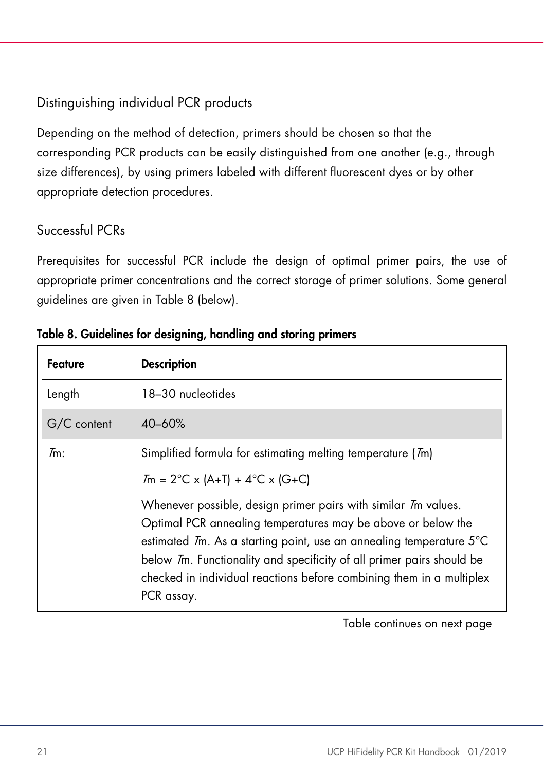## Distinguishing individual PCR products

Depending on the method of detection, primers should be chosen so that the corresponding PCR products can be easily distinguished from one another (e.g., through size differences), by using primers labeled with different fluorescent dyes or by other appropriate detection procedures.

## Successful PCRs

Prerequisites for successful PCR include the design of optimal primer pairs, the use of appropriate primer concentrations and the correct storage of primer solutions. Some general guidelines are given in Table 8 (below).

**Table 8. Guidelines for designing, handling and storing primers**

| Feature | Description |
|---|---|
| Length | 18–30 nucleotides |
| G/C content | 40–60% |
| *T*m: | Simplified formula for estimating melting temperature (*T*m)<br>$T_m = 2°C \times (A+T) + 4°C \times (G+C)$<br>Whenever possible, design primer pairs with similar *T*m values. Optimal PCR annealing temperatures may be above or below the estimated *T*m. As a starting point, use an annealing temperature 5°C below *T*m. Functionality and specificity of all primer pairs should be checked in individual reactions before combining them in a multiplex PCR assay. |

Table continues on next page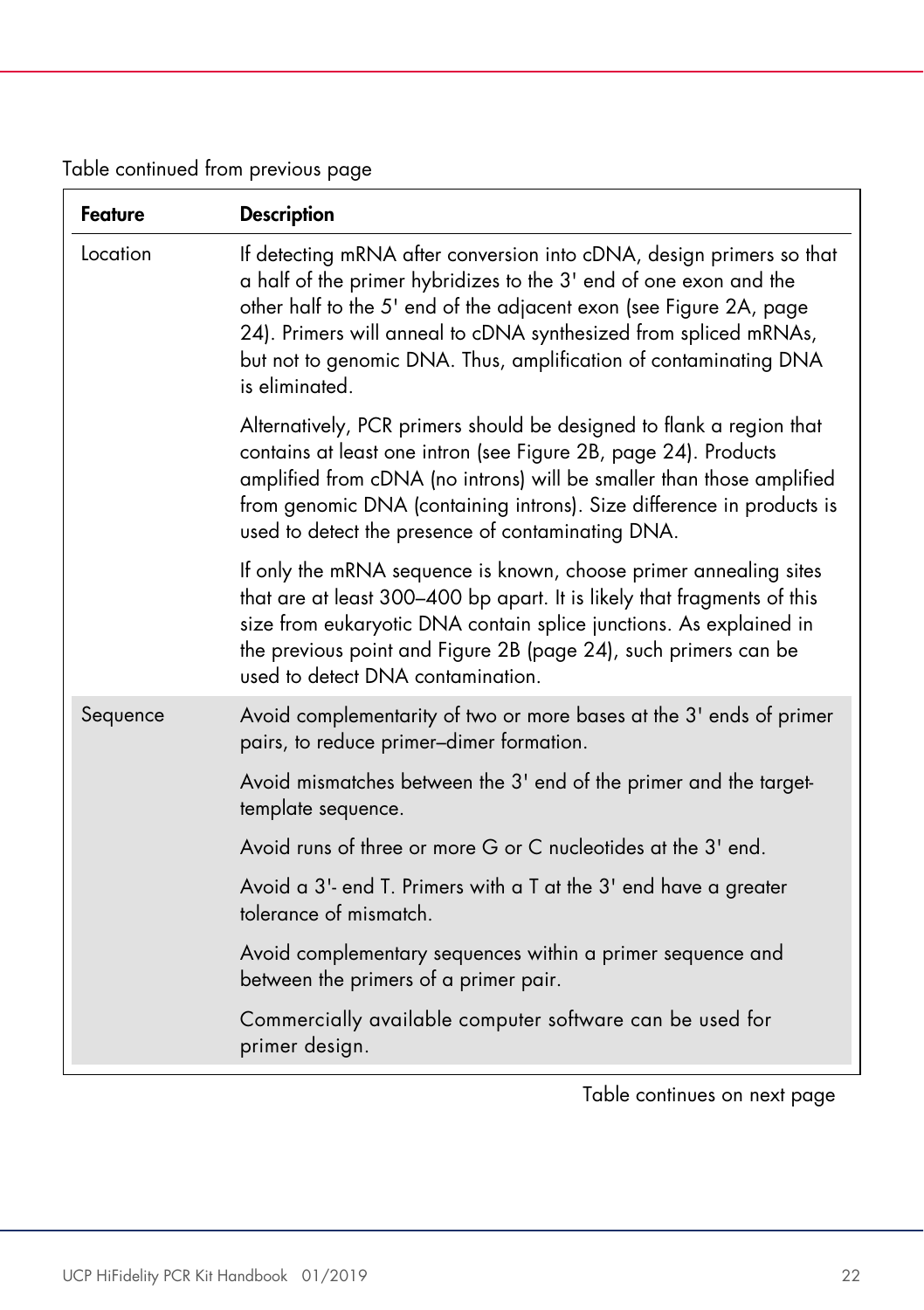Table continued from previous page

| Feature | Description |
|---|---|
| Location | If detecting mRNA after conversion into cDNA, design primers so that a half of the primer hybridizes to the 3' end of one exon and the other half to the 5' end of the adjacent exon (see Figure 2A, page 24). Primers will anneal to cDNA synthesized from spliced mRNAs, but not to genomic DNA. Thus, amplification of contaminating DNA is eliminated.<br><br>Alternatively, PCR primers should be designed to flank a region that contains at least one intron (see Figure 2B, page 24). Products amplified from cDNA (no introns) will be smaller than those amplified from genomic DNA (containing introns). Size difference in products is used to detect the presence of contaminating DNA.<br><br>If only the mRNA sequence is known, choose primer annealing sites that are at least 300–400 bp apart. It is likely that fragments of this size from eukaryotic DNA contain splice junctions. As explained in the previous point and Figure 2B (page 24), such primers can be used to detect DNA contamination. |
| Sequence | Avoid complementarity of two or more bases at the 3' ends of primer pairs, to reduce primer–dimer formation.<br><br>Avoid mismatches between the 3' end of the primer and the target-template sequence.<br><br>Avoid runs of three or more G or C nucleotides at the 3' end.<br><br>Avoid a 3'- end T. Primers with a T at the 3' end have a greater tolerance of mismatch.<br><br>Avoid complementary sequences within a primer sequence and between the primers of a primer pair.<br><br>Commercially available computer software can be used for primer design. |

Table continues on next page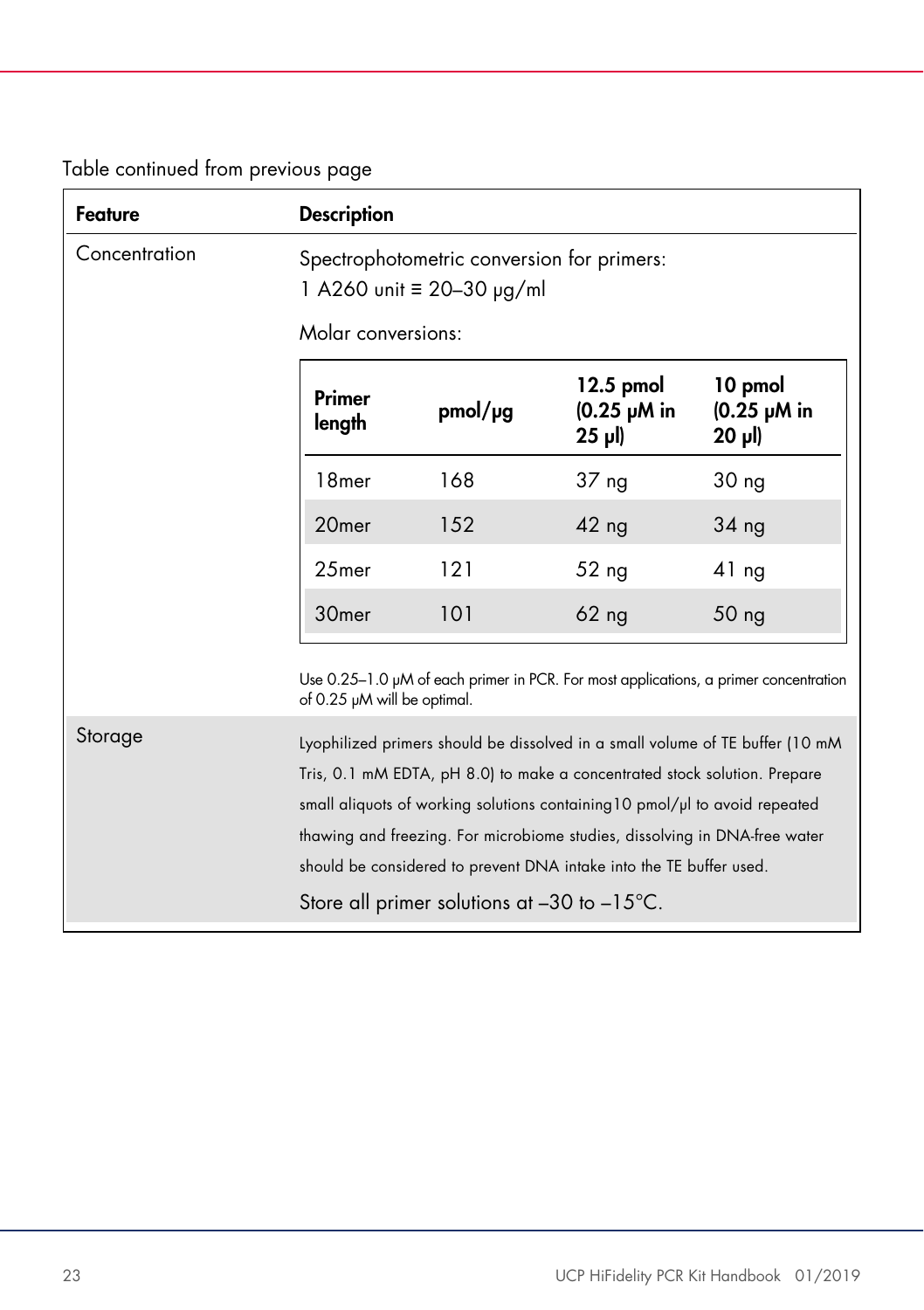Table continued from previous page

| Feature | Description |
|---|---|
| Concentration | Spectrophotometric conversion for primers: 1 A260 unit ≡ 20–30 µg/ml<br><br>Molar conversions:<br><br>(see table below)<br><br>Use 0.25–1.0 µM of each primer in PCR. For most applications, a primer concentration of 0.25 µM will be optimal. |
| Storage | Lyophilized primers should be dissolved in a small volume of TE buffer (10 mM Tris, 0.1 mM EDTA, pH 8.0) to make a concentrated stock solution. Prepare small aliquots of working solutions containing10 pmol/µl to avoid repeated thawing and freezing. For microbiome studies, dissolving in DNA-free water should be considered to prevent DNA intake into the TE buffer used.<br><br>Store all primer solutions at –30 to –15°C. |

Molar conversions:

| Primer length | pmol/µg | 12.5 pmol (0.25 µM in 25 µl) | 10 pmol (0.25 µM in 20 µl) |
|---|---|---|---|
| 18mer | 168 | 37 ng | 30 ng |
| 20mer | 152 | 42 ng | 34 ng |
| 25mer | 121 | 52 ng | 41 ng |
| 30mer | 101 | 62 ng | 50 ng |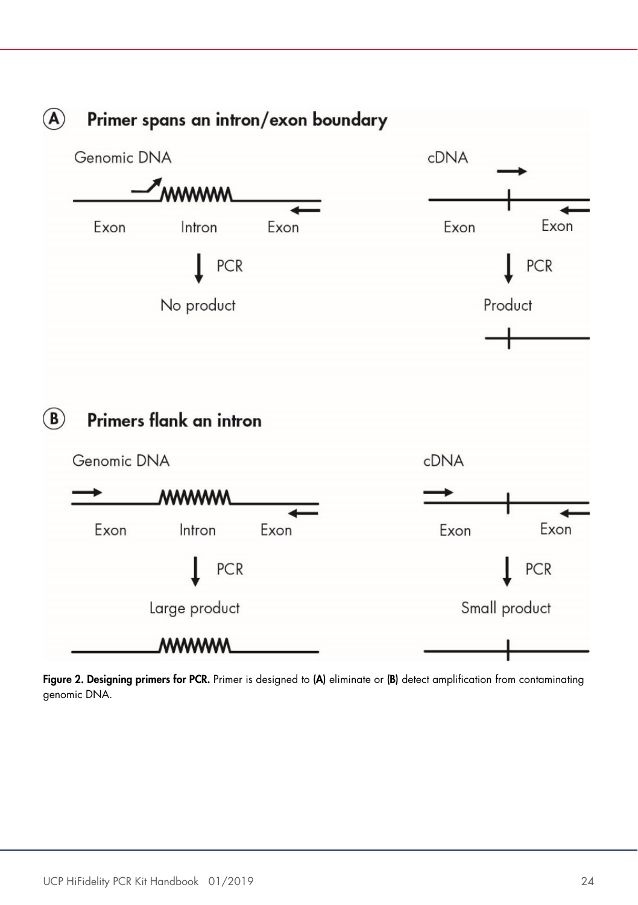**Figure 2. Designing primers for PCR.** Primer is designed to **(A)** eliminate or **(B)** detect amplification from contaminating genomic DNA.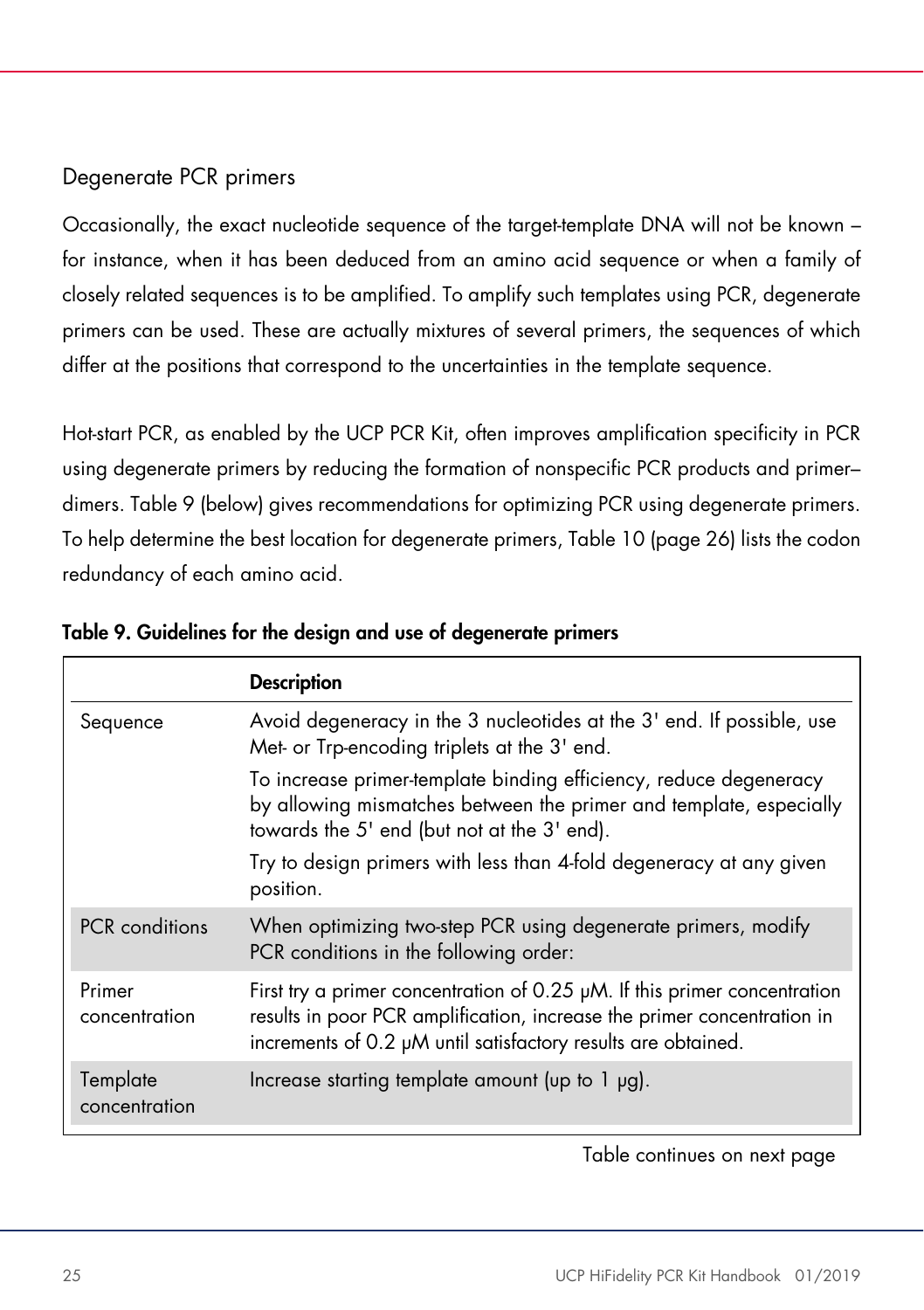### Degenerate PCR primers

Occasionally, the exact nucleotide sequence of the target-template DNA will not be known – for instance, when it has been deduced from an amino acid sequence or when a family of closely related sequences is to be amplified. To amplify such templates using PCR, degenerate primers can be used. These are actually mixtures of several primers, the sequences of which differ at the positions that correspond to the uncertainties in the template sequence.

Hot-start PCR, as enabled by the UCP PCR Kit, often improves amplification specificity in PCR using degenerate primers by reducing the formation of nonspecific PCR products and primer–dimers. Table 9 (below) gives recommendations for optimizing PCR using degenerate primers. To help determine the best location for degenerate primers, Table 10 (page 26) lists the codon redundancy of each amino acid.

**Table 9. Guidelines for the design and use of degenerate primers**

| | **Description** |
|---|---|
| Sequence | Avoid degeneracy in the 3 nucleotides at the 3' end. If possible, use Met- or Trp-encoding triplets at the 3' end. |
| | To increase primer-template binding efficiency, reduce degeneracy by allowing mismatches between the primer and template, especially towards the 5' end (but not at the 3' end). |
| | Try to design primers with less than 4-fold degeneracy at any given position. |
| PCR conditions | When optimizing two-step PCR using degenerate primers, modify PCR conditions in the following order: |
| Primer concentration | First try a primer concentration of 0.25 µM. If this primer concentration results in poor PCR amplification, increase the primer concentration in increments of 0.2 µM until satisfactory results are obtained. |
| Template concentration | Increase starting template amount (up to 1 µg). |

Table continues on next page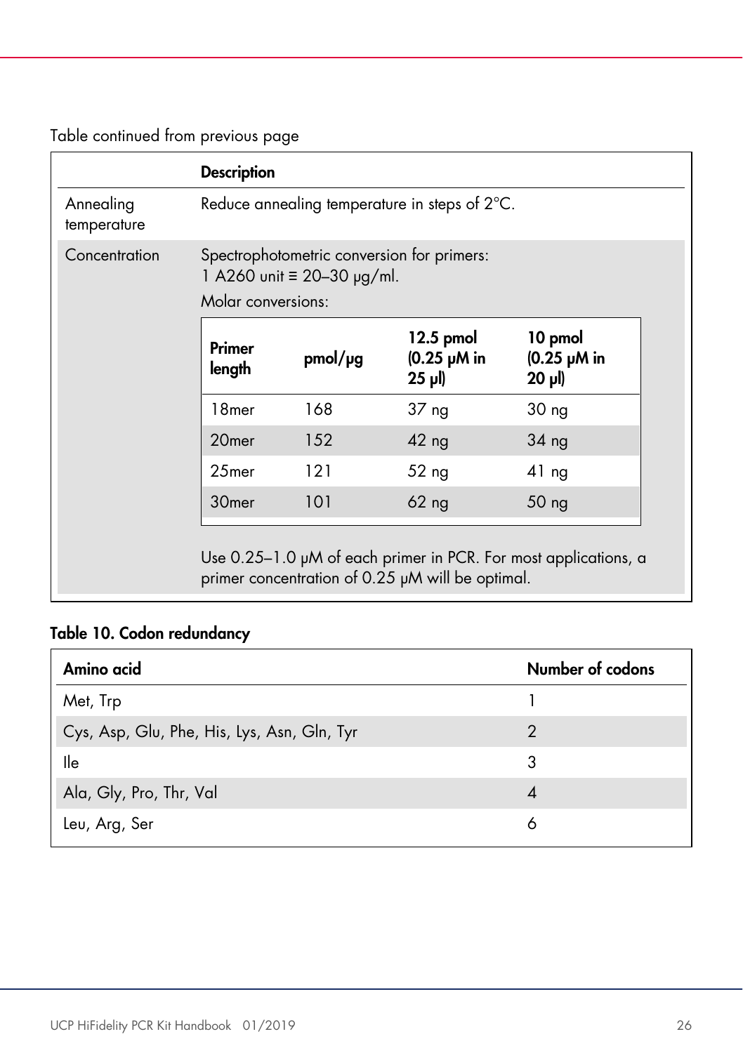Table continued from previous page

| | Description |
|---|---|
| Annealing temperature | Reduce annealing temperature in steps of 2°C. |
| Concentration | Spectrophotometric conversion for primers: 1 A260 unit ≡ 20–30 µg/ml. Molar conversions: (see table below) Use 0.25–1.0 µM of each primer in PCR. For most applications, a primer concentration of 0.25 µM will be optimal. |

| Primer length | pmol/µg | 12.5 pmol (0.25 µM in 25 µl) | 10 pmol (0.25 µM in 20 µl) |
|---|---|---|---|
| 18mer | 168 | 37 ng | 30 ng |
| 20mer | 152 | 42 ng | 34 ng |
| 25mer | 121 | 52 ng | 41 ng |
| 30mer | 101 | 62 ng | 50 ng |

**Table 10. Codon redundancy**

| Amino acid | Number of codons |
|---|---|
| Met, Trp | 1 |
| Cys, Asp, Glu, Phe, His, Lys, Asn, Gln, Tyr | 2 |
| Ile | 3 |
| Ala, Gly, Pro, Thr, Val | 4 |
| Leu, Arg, Ser | 6 |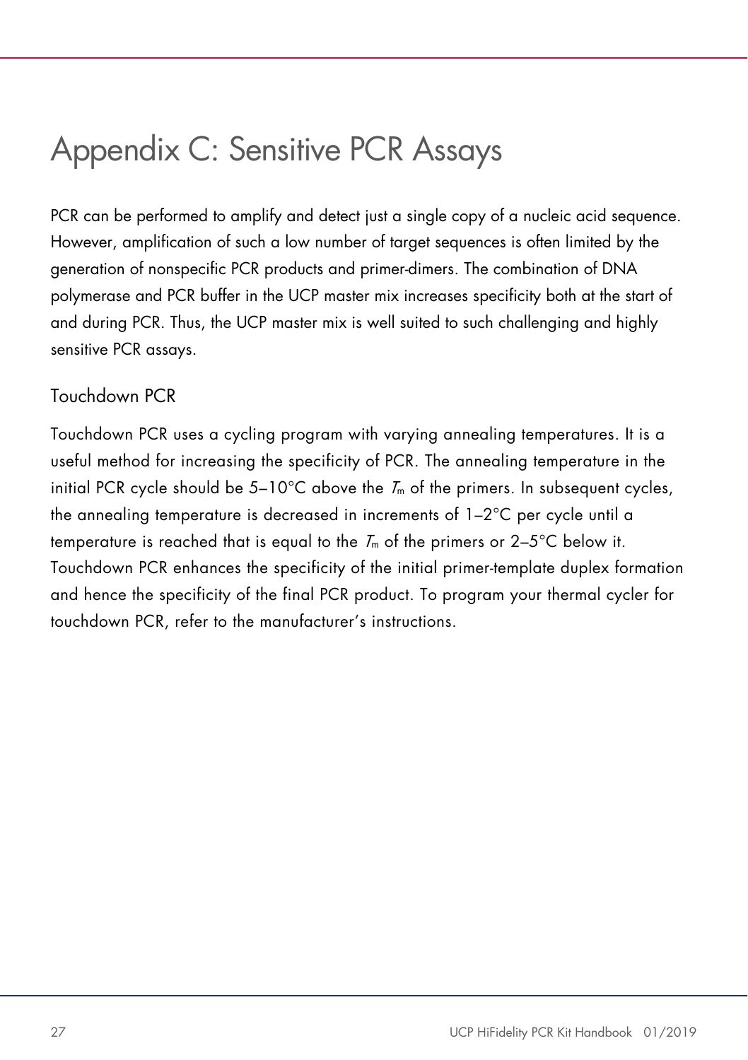# Appendix C: Sensitive PCR Assays

PCR can be performed to amplify and detect just a single copy of a nucleic acid sequence. However, amplification of such a low number of target sequences is often limited by the generation of nonspecific PCR products and primer-dimers. The combination of DNA polymerase and PCR buffer in the UCP master mix increases specificity both at the start of and during PCR. Thus, the UCP master mix is well suited to such challenging and highly sensitive PCR assays.

## Touchdown PCR

Touchdown PCR uses a cycling program with varying annealing temperatures. It is a useful method for increasing the specificity of PCR. The annealing temperature in the initial PCR cycle should be 5–10°C above the $T_m$ of the primers. In subsequent cycles, the annealing temperature is decreased in increments of 1–2°C per cycle until a temperature is reached that is equal to the $T_m$ of the primers or 2–5°C below it. Touchdown PCR enhances the specificity of the initial primer-template duplex formation and hence the specificity of the final PCR product. To program your thermal cycler for touchdown PCR, refer to the manufacturer's instructions.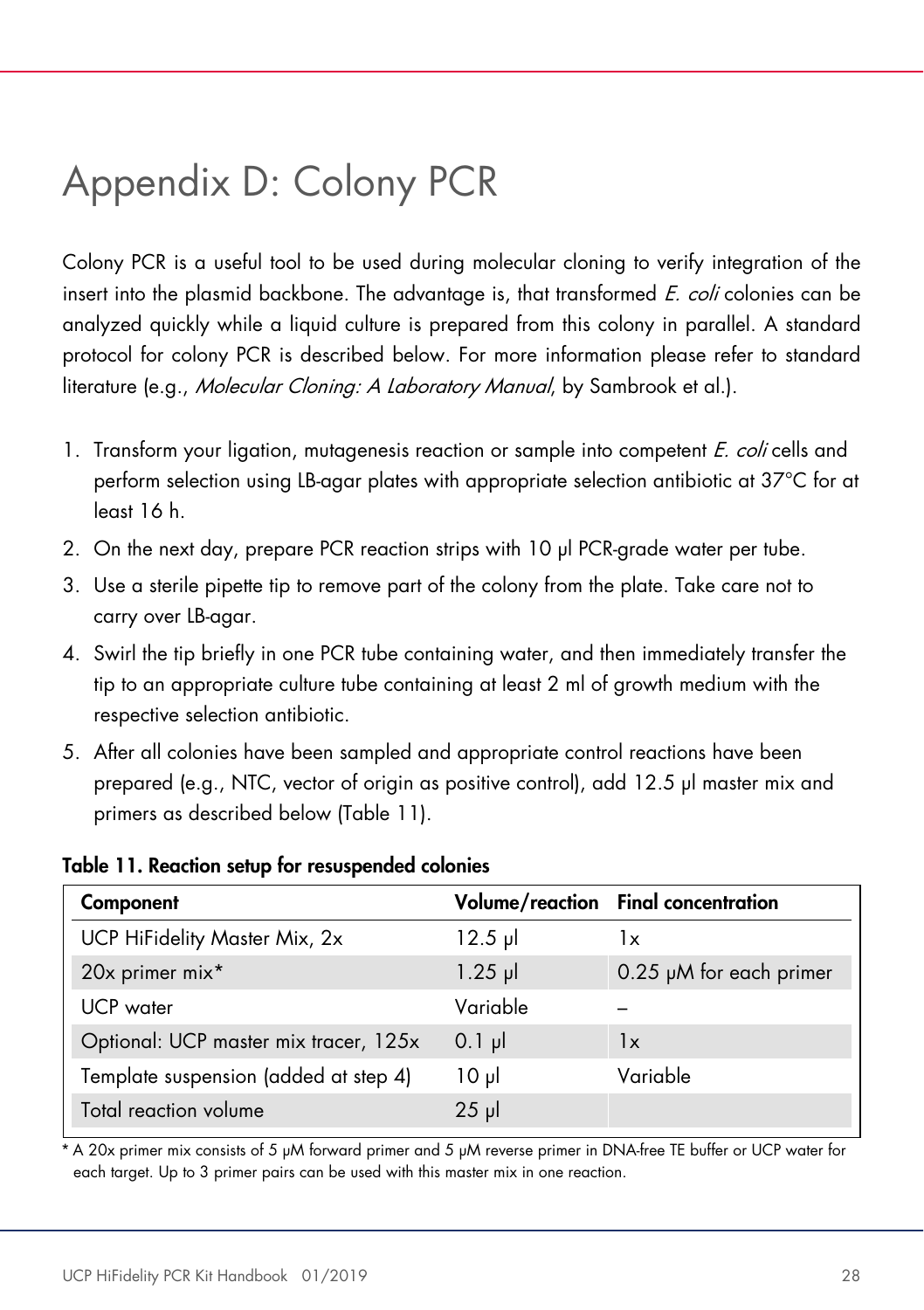# Appendix D: Colony PCR

Colony PCR is a useful tool to be used during molecular cloning to verify integration of the insert into the plasmid backbone. The advantage is, that transformed *E. coli* colonies can be analyzed quickly while a liquid culture is prepared from this colony in parallel. A standard protocol for colony PCR is described below. For more information please refer to standard literature (e.g., *Molecular Cloning: A Laboratory Manual*, by Sambrook et al.).

1. Transform your ligation, mutagenesis reaction or sample into competent *E. coli* cells and perform selection using LB-agar plates with appropriate selection antibiotic at 37°C for at least 16 h.
2. On the next day, prepare PCR reaction strips with 10 µl PCR-grade water per tube.
3. Use a sterile pipette tip to remove part of the colony from the plate. Take care not to carry over LB-agar.
4. Swirl the tip briefly in one PCR tube containing water, and then immediately transfer the tip to an appropriate culture tube containing at least 2 ml of growth medium with the respective selection antibiotic.
5. After all colonies have been sampled and appropriate control reactions have been prepared (e.g., NTC, vector of origin as positive control), add 12.5 µl master mix and primers as described below (Table 11).

**Table 11. Reaction setup for resuspended colonies**

| Component | Volume/reaction | Final concentration |
|---|---|---|
| UCP HiFidelity Master Mix, 2x | 12.5 µl | 1x |
| 20x primer mix* | 1.25 µl | 0.25 µM for each primer |
| UCP water | Variable | – |
| Optional: UCP master mix tracer, 125x | 0.1 µl | 1x |
| Template suspension (added at step 4) | 10 µl | Variable |
| Total reaction volume | 25 µl | |

\* A 20x primer mix consists of 5 µM forward primer and 5 µM reverse primer in DNA-free TE buffer or UCP water for each target. Up to 3 primer pairs can be used with this master mix in one reaction.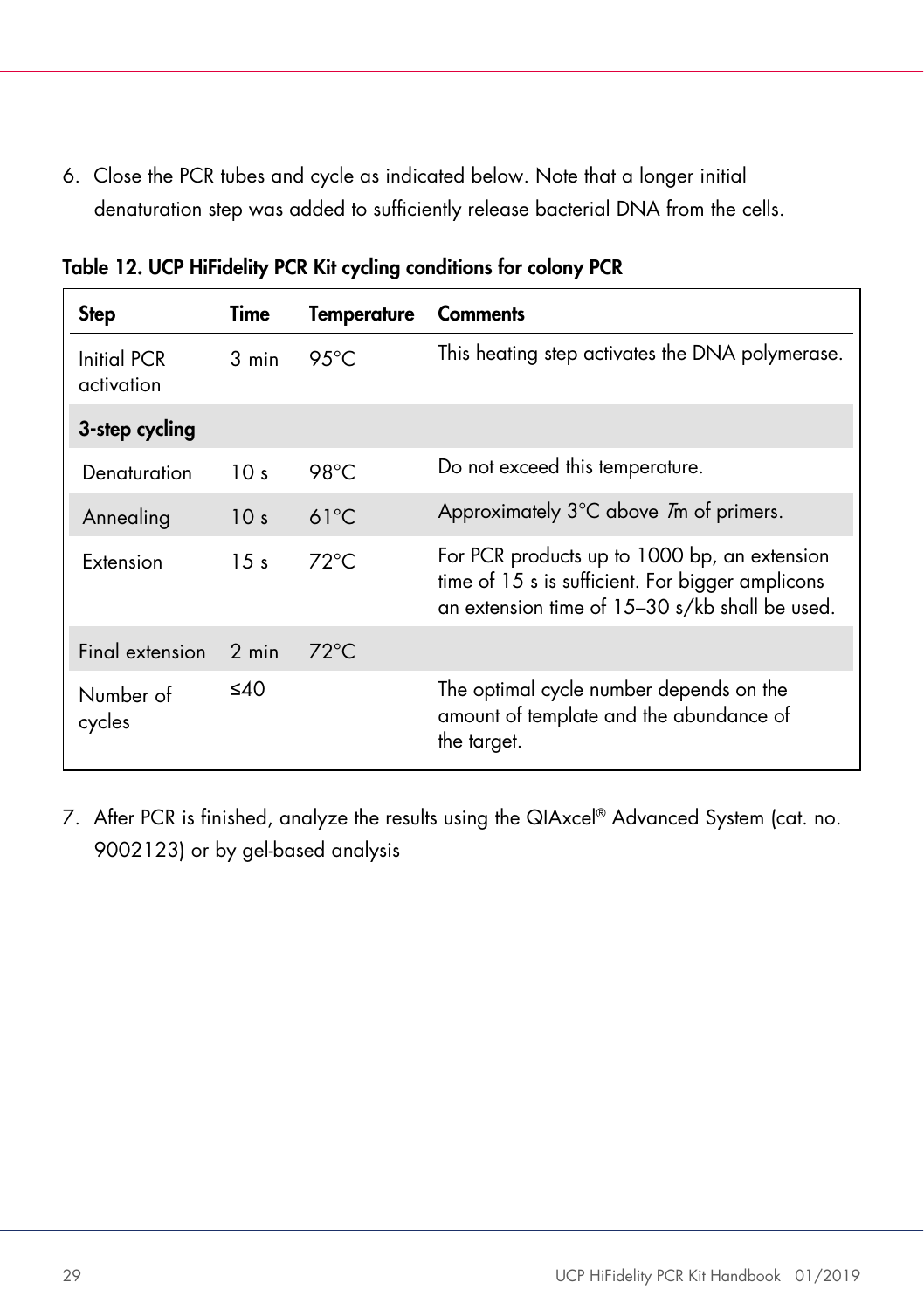6. Close the PCR tubes and cycle as indicated below. Note that a longer initial denaturation step was added to sufficiently release bacterial DNA from the cells.

**Table 12. UCP HiFidelity PCR Kit cycling conditions for colony PCR**

| Step | Time | Temperature | Comments |
|---|---|---|---|
| Initial PCR activation | 3 min | 95°C | This heating step activates the DNA polymerase. |
| **3-step cycling** | | | |
| Denaturation | 10 s | 98°C | Do not exceed this temperature. |
| Annealing | 10 s | 61°C | Approximately 3°C above *Tm* of primers. |
| Extension | 15 s | 72°C | For PCR products up to 1000 bp, an extension time of 15 s is sufficient. For bigger amplicons an extension time of 15–30 s/kb shall be used. |
| Final extension | 2 min | 72°C | |
| Number of cycles | ≤40 | | The optimal cycle number depends on the amount of template and the abundance of the target. |

7. After PCR is finished, analyze the results using the QIAxcel® Advanced System (cat. no. 9002123) or by gel-based analysis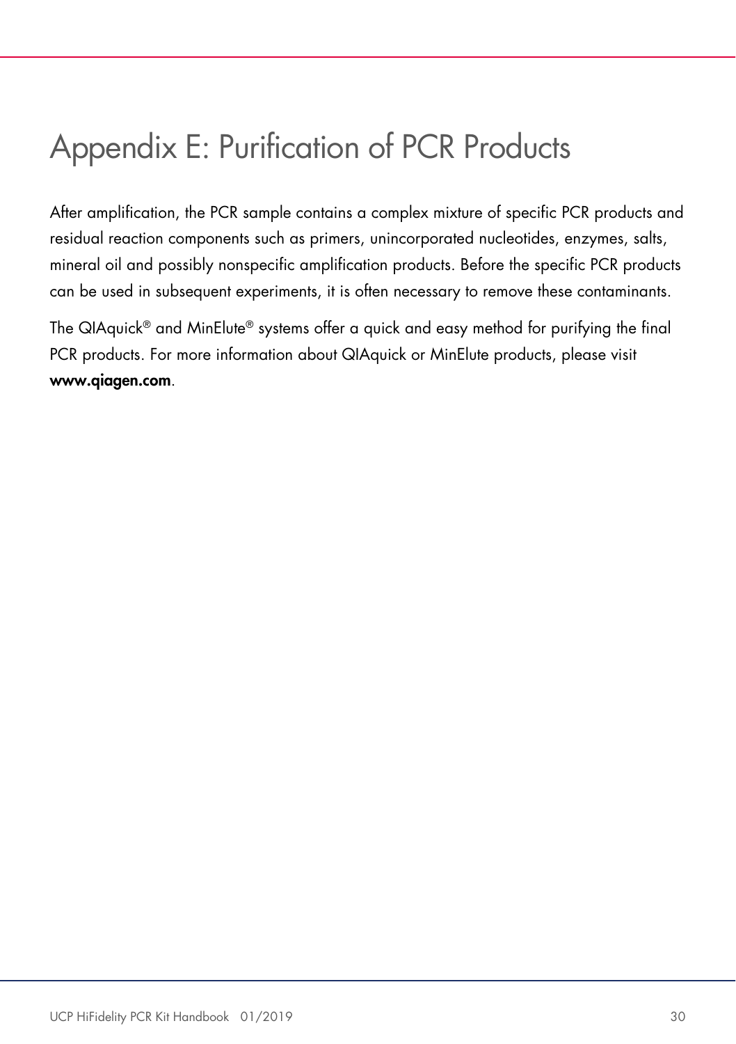# Appendix E: Purification of PCR Products

After amplification, the PCR sample contains a complex mixture of specific PCR products and residual reaction components such as primers, unincorporated nucleotides, enzymes, salts, mineral oil and possibly nonspecific amplification products. Before the specific PCR products can be used in subsequent experiments, it is often necessary to remove these contaminants.

The QIAquick® and MinElute® systems offer a quick and easy method for purifying the final PCR products. For more information about QIAquick or MinElute products, please visit **www.qiagen.com**.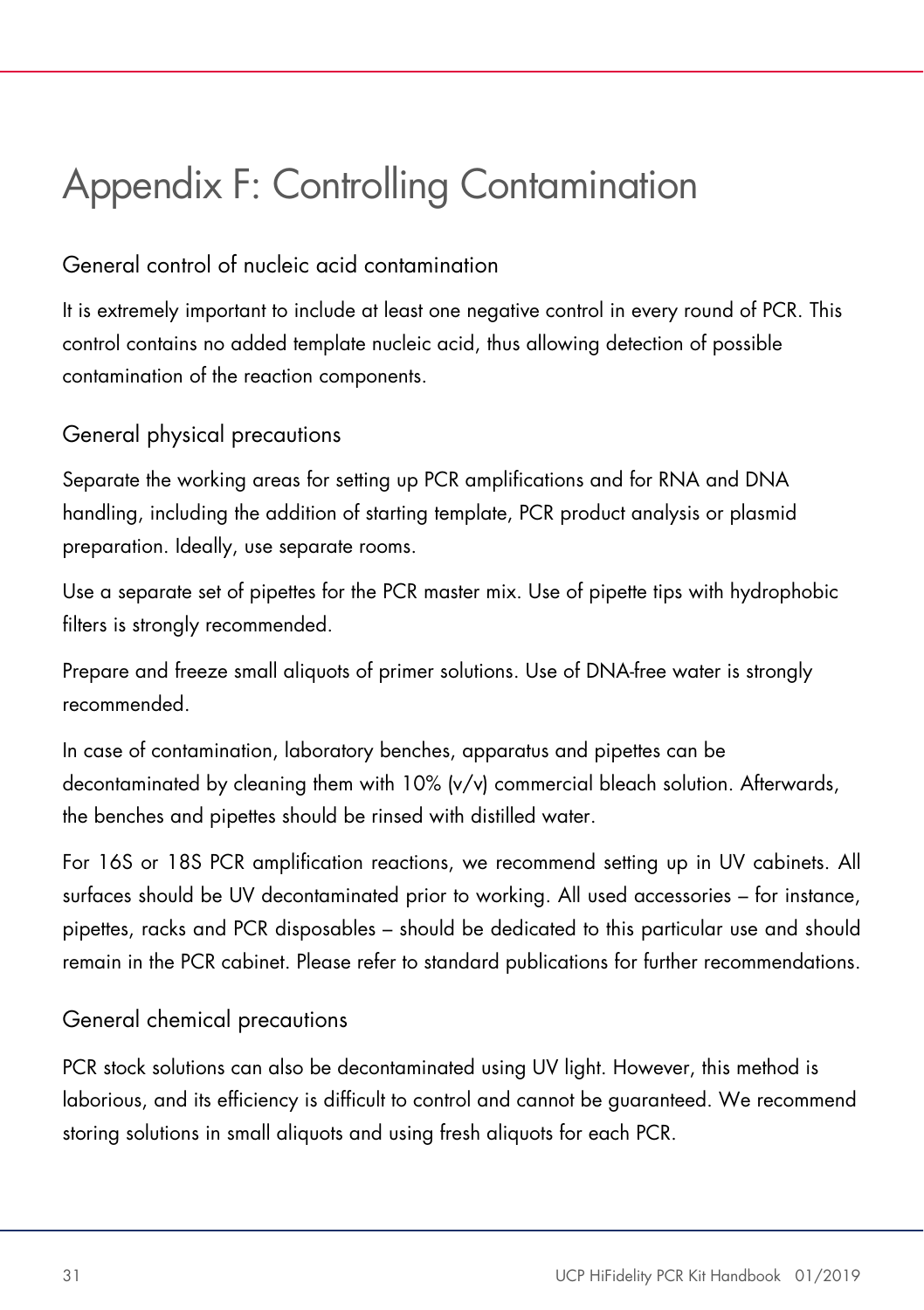# Appendix F: Controlling Contamination

## General control of nucleic acid contamination

It is extremely important to include at least one negative control in every round of PCR. This control contains no added template nucleic acid, thus allowing detection of possible contamination of the reaction components.

## General physical precautions

Separate the working areas for setting up PCR amplifications and for RNA and DNA handling, including the addition of starting template, PCR product analysis or plasmid preparation. Ideally, use separate rooms.

Use a separate set of pipettes for the PCR master mix. Use of pipette tips with hydrophobic filters is strongly recommended.

Prepare and freeze small aliquots of primer solutions. Use of DNA-free water is strongly recommended.

In case of contamination, laboratory benches, apparatus and pipettes can be decontaminated by cleaning them with 10% (v/v) commercial bleach solution. Afterwards, the benches and pipettes should be rinsed with distilled water.

For 16S or 18S PCR amplification reactions, we recommend setting up in UV cabinets. All surfaces should be UV decontaminated prior to working. All used accessories – for instance, pipettes, racks and PCR disposables – should be dedicated to this particular use and should remain in the PCR cabinet. Please refer to standard publications for further recommendations.

## General chemical precautions

PCR stock solutions can also be decontaminated using UV light. However, this method is laborious, and its efficiency is difficult to control and cannot be guaranteed. We recommend storing solutions in small aliquots and using fresh aliquots for each PCR.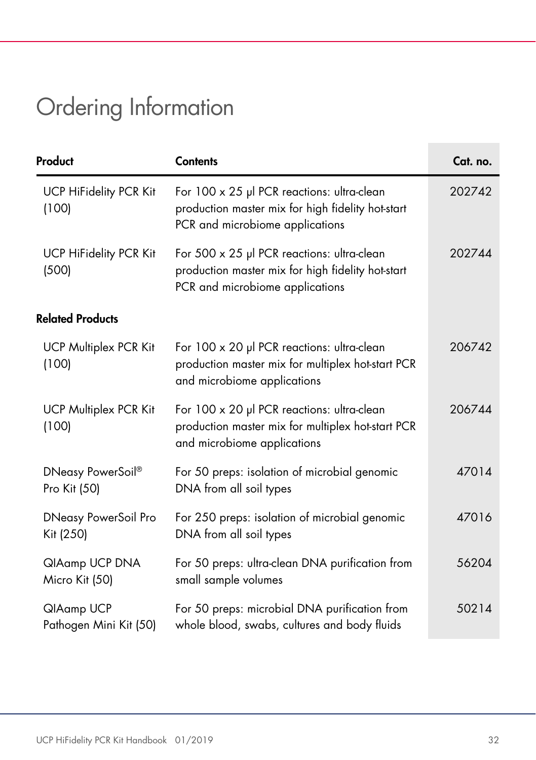# Ordering Information

| Product | Contents | Cat. no. |
|---|---|---|
| UCP HiFidelity PCR Kit (100) | For 100 x 25 µl PCR reactions: ultra-clean production master mix for high fidelity hot-start PCR and microbiome applications | 202742 |
| UCP HiFidelity PCR Kit (500) | For 500 x 25 µl PCR reactions: ultra-clean production master mix for high fidelity hot-start PCR and microbiome applications | 202744 |
| **Related Products** | | |
| UCP Multiplex PCR Kit (100) | For 100 x 20 µl PCR reactions: ultra-clean production master mix for multiplex hot-start PCR and microbiome applications | 206742 |
| UCP Multiplex PCR Kit (100) | For 100 x 20 µl PCR reactions: ultra-clean production master mix for multiplex hot-start PCR and microbiome applications | 206744 |
| DNeasy PowerSoil® Pro Kit (50) | For 50 preps: isolation of microbial genomic DNA from all soil types | 47014 |
| DNeasy PowerSoil Pro Kit (250) | For 250 preps: isolation of microbial genomic DNA from all soil types | 47016 |
| QIAamp UCP DNA Micro Kit (50) | For 50 preps: ultra-clean DNA purification from small sample volumes | 56204 |
| QIAamp UCP Pathogen Mini Kit (50) | For 50 preps: microbial DNA purification from whole blood, swabs, cultures and body fluids | 50214 |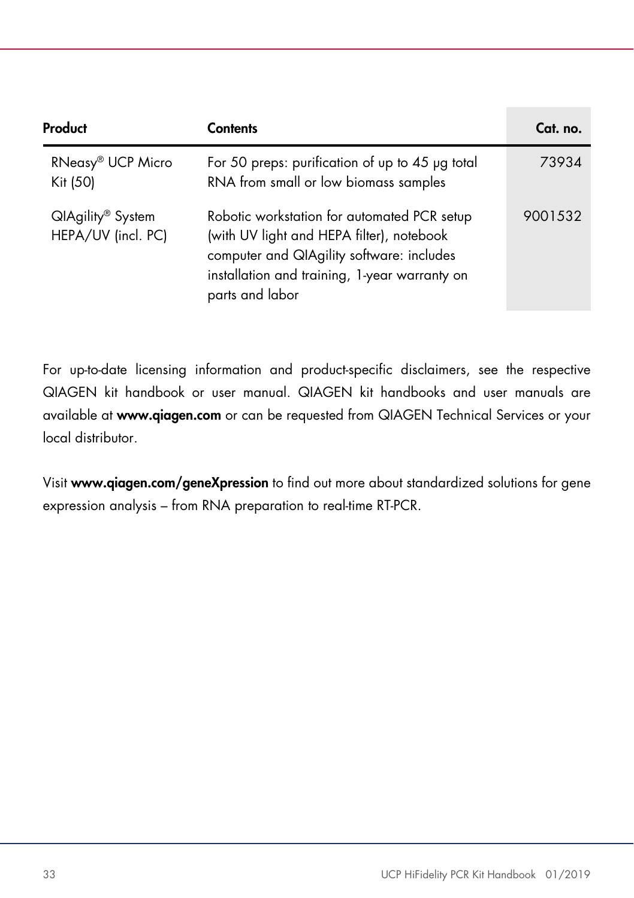| Product | Contents | Cat. no. |
|---|---|---|
| RNeasy® UCP Micro Kit (50) | For 50 preps: purification of up to 45 µg total RNA from small or low biomass samples | 73934 |
| QIAgility® System HEPA/UV (incl. PC) | Robotic workstation for automated PCR setup (with UV light and HEPA filter), notebook computer and QIAgility software: includes installation and training, 1-year warranty on parts and labor | 9001532 |

For up-to-date licensing information and product-specific disclaimers, see the respective QIAGEN kit handbook or user manual. QIAGEN kit handbooks and user manuals are available at **www.qiagen.com** or can be requested from QIAGEN Technical Services or your local distributor.

Visit **www.qiagen.com/geneXpression** to find out more about standardized solutions for gene expression analysis – from RNA preparation to real-time RT-PCR.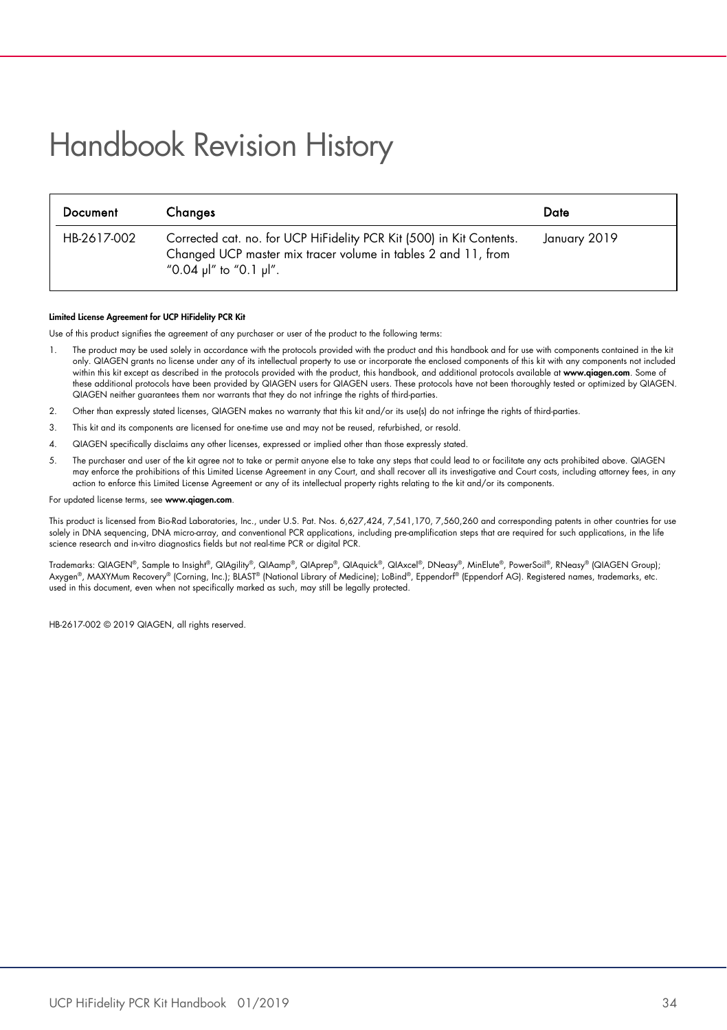# Handbook Revision History

| Document | Changes | Date |
| --- | --- | --- |
| HB-2617-002 | Corrected cat. no. for UCP HiFidelity PCR Kit (500) in Kit Contents. Changed UCP master mix tracer volume in tables 2 and 11, from "0.04 µl" to "0.1 µl". | January 2019 |

**Limited License Agreement for UCP HiFidelity PCR Kit**

Use of this product signifies the agreement of any purchaser or user of the product to the following terms:

1. The product may be used solely in accordance with the protocols provided with the product and this handbook and for use with components contained in the kit only. QIAGEN grants no license under any of its intellectual property to use or incorporate the enclosed components of this kit with any components not included within this kit except as described in the protocols provided with the product, this handbook, and additional protocols available at **www.qiagen.com**. Some of these additional protocols have been provided by QIAGEN users for QIAGEN users. These protocols have not been thoroughly tested or optimized by QIAGEN. QIAGEN neither guarantees them nor warrants that they do not infringe the rights of third-parties.
2. Other than expressly stated licenses, QIAGEN makes no warranty that this kit and/or its use(s) do not infringe the rights of third-parties.
3. This kit and its components are licensed for one-time use and may not be reused, refurbished, or resold.
4. QIAGEN specifically disclaims any other licenses, expressed or implied other than those expressly stated.
5. The purchaser and user of the kit agree not to take or permit anyone else to take any steps that could lead to or facilitate any acts prohibited above. QIAGEN may enforce the prohibitions of this Limited License Agreement in any Court, and shall recover all its investigative and Court costs, including attorney fees, in any action to enforce this Limited License Agreement or any of its intellectual property rights relating to the kit and/or its components.

For updated license terms, see **www.qiagen.com**.

This product is licensed from Bio-Rad Laboratories, Inc., under U.S. Pat. Nos. 6,627,424, 7,541,170, 7,560,260 and corresponding patents in other countries for use solely in DNA sequencing, DNA micro-array, and conventional PCR applications, including pre-amplification steps that are required for such applications, in the life science research and in-vitro diagnostics fields but not real-time PCR or digital PCR.

Trademarks: QIAGEN®, Sample to Insight®, QIAgility®, QIAamp®, QIAprep®, QIAquick®, QIAxcel®, DNeasy®, MinElute®, PowerSoil®, RNeasy® (QIAGEN Group); Axygen®, MAXYMum Recovery® (Corning, Inc.); BLAST® (National Library of Medicine); LoBind®, Eppendorf® (Eppendorf AG). Registered names, trademarks, etc. used in this document, even when not specifically marked as such, may still be legally protected.

HB-2617-002 © 2019 QIAGEN, all rights reserved.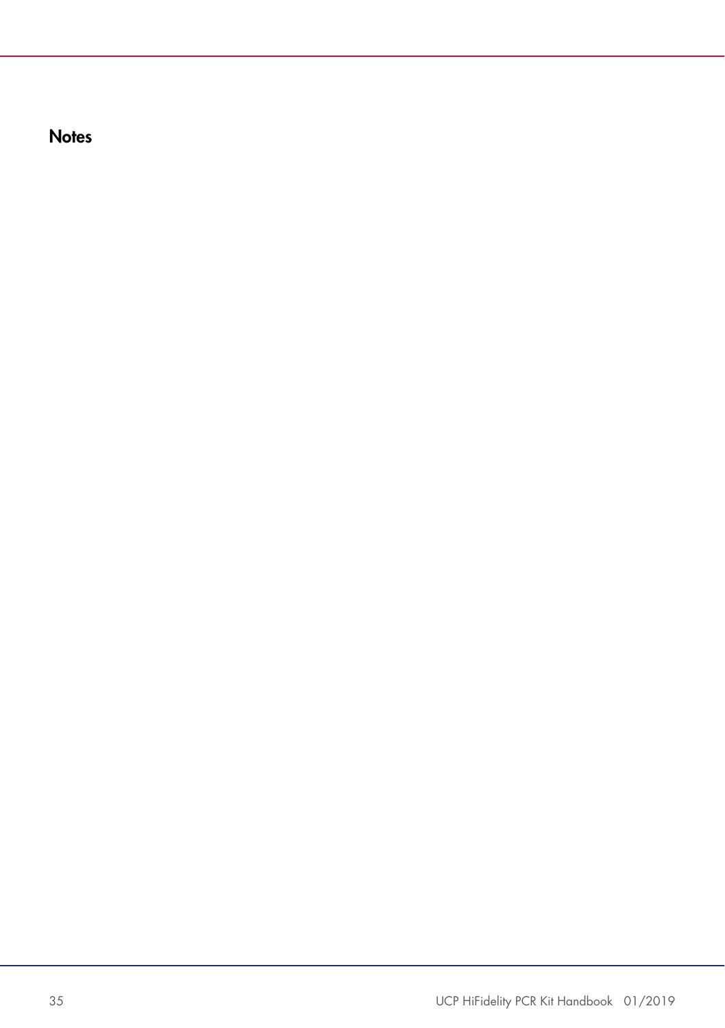# Notes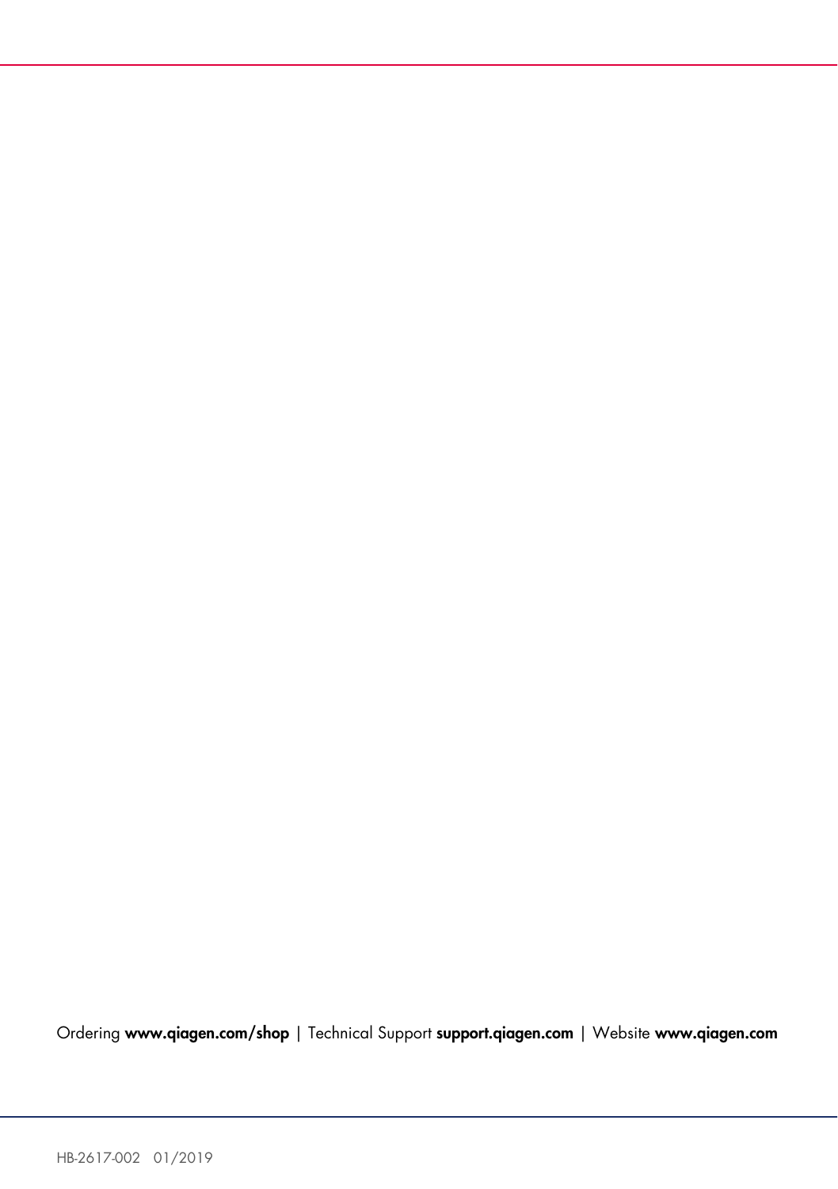Ordering **www.qiagen.com/shop** | Technical Support **support.qiagen.com** | Website **www.qiagen.com**

HB-2617-002 01/2019